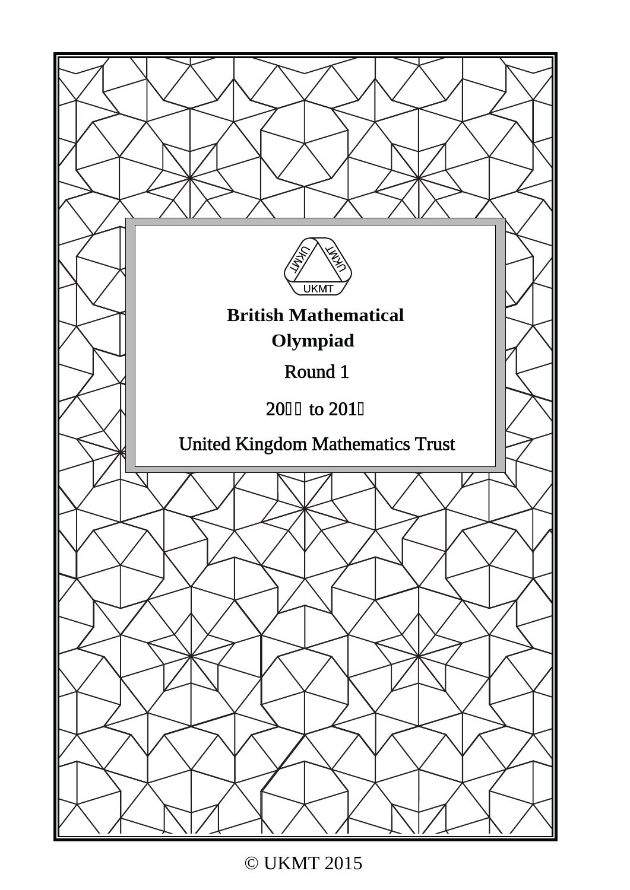UKMT

# British Mathematical Olympiad

## Round 1

20   to 201

United Kingdom Mathematics Trust

© UKMT 2015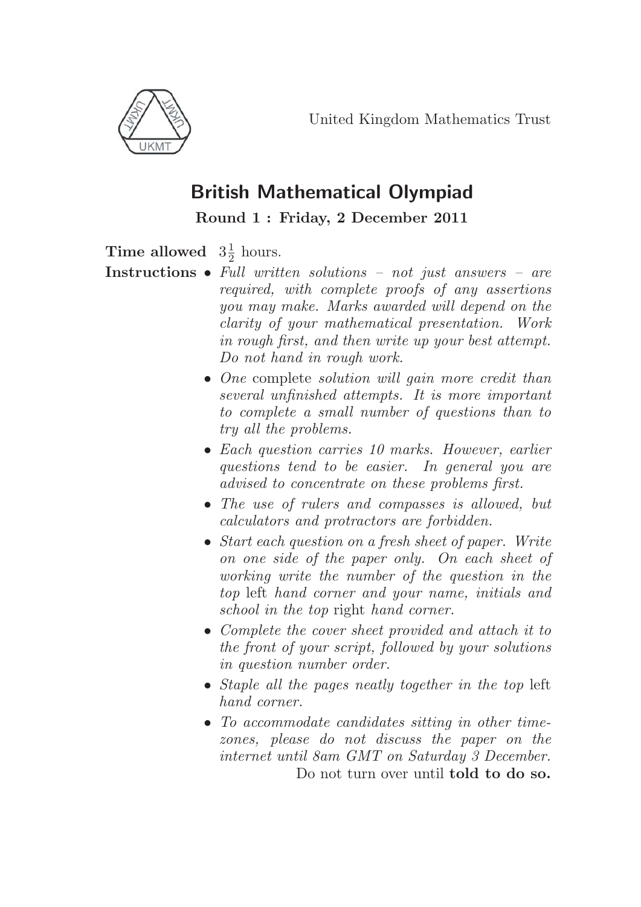United Kingdom Mathematics Trust

# British Mathematical Olympiad

**Round 1 : Friday, 2 December 2011**

**Time allowed** $3\frac{1}{2}$ hours.

**Instructions**

- *Full written solutions – not just answers – are required, with complete proofs of any assertions you may make. Marks awarded will depend on the clarity of your mathematical presentation. Work in rough first, and then write up your best attempt. Do not hand in rough work.*
- *One* complete *solution will gain more credit than several unfinished attempts. It is more important to complete a small number of questions than to try all the problems.*
- *Each question carries 10 marks. However, earlier questions tend to be easier. In general you are advised to concentrate on these problems first.*
- *The use of rulers and compasses is allowed, but calculators and protractors are forbidden.*
- *Start each question on a fresh sheet of paper. Write on one side of the paper only. On each sheet of working write the number of the question in the top* left *hand corner and your name, initials and school in the top* right *hand corner.*
- *Complete the cover sheet provided and attach it to the front of your script, followed by your solutions in question number order.*
- *Staple all the pages neatly together in the top* left *hand corner.*
- *To accommodate candidates sitting in other time-zones, please do not discuss the paper on the internet until 8am GMT on Saturday 3 December.*

Do not turn over until **told to do so.**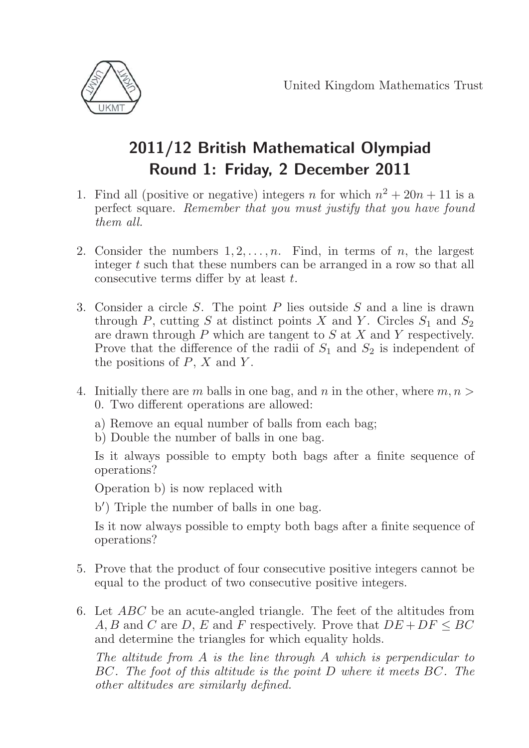United Kingdom Mathematics Trust

# 2011/12 British Mathematical Olympiad
## Round 1: Friday, 2 December 2011

1. Find all (positive or negative) integers $n$ for which $n^2 + 20n + 11$ is a perfect square. *Remember that you must justify that you have found them all.*

2. Consider the numbers $1, 2, \ldots, n$. Find, in terms of $n$, the largest integer $t$ such that these numbers can be arranged in a row so that all consecutive terms differ by at least $t$.

3. Consider a circle $S$. The point $P$ lies outside $S$ and a line is drawn through $P$, cutting $S$ at distinct points $X$ and $Y$. Circles $S_1$ and $S_2$ are drawn through $P$ which are tangent to $S$ at $X$ and $Y$ respectively. Prove that the difference of the radii of $S_1$ and $S_2$ is independent of the positions of $P$, $X$ and $Y$.

4. Initially there are $m$ balls in one bag, and $n$ in the other, where $m, n > 0$. Two different operations are allowed:

   a) Remove an equal number of balls from each bag;
   b) Double the number of balls in one bag.

   Is it always possible to empty both bags after a finite sequence of operations?

   Operation b) is now replaced with

   b′) Triple the number of balls in one bag.

   Is it now always possible to empty both bags after a finite sequence of operations?

5. Prove that the product of four consecutive positive integers cannot be equal to the product of two consecutive positive integers.

6. Let $ABC$ be an acute-angled triangle. The feet of the altitudes from $A, B$ and $C$ are $D$, $E$ and $F$ respectively. Prove that $DE + DF \leq BC$ and determine the triangles for which equality holds.

   *The altitude from $A$ is the line through $A$ which is perpendicular to $BC$. The foot of this altitude is the point $D$ where it meets $BC$. The other altitudes are similarly defined.*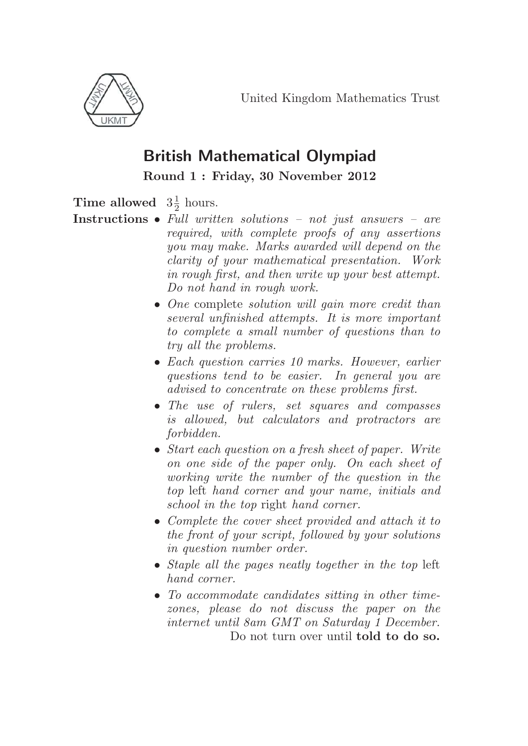United Kingdom Mathematics Trust

# British Mathematical Olympiad

**Round 1 : Friday, 30 November 2012**

**Time allowed** $3\frac{1}{2}$ hours.

**Instructions**

- *Full written solutions – not just answers – are required, with complete proofs of any assertions you may make. Marks awarded will depend on the clarity of your mathematical presentation. Work in rough first, and then write up your best attempt. Do not hand in rough work.*
- *One* complete *solution will gain more credit than several unfinished attempts. It is more important to complete a small number of questions than to try all the problems.*
- *Each question carries 10 marks. However, earlier questions tend to be easier. In general you are advised to concentrate on these problems first.*
- *The use of rulers, set squares and compasses is allowed, but calculators and protractors are forbidden.*
- *Start each question on a fresh sheet of paper. Write on one side of the paper only. On each sheet of working write the number of the question in the top* left *hand corner and your name, initials and school in the top* right *hand corner.*
- *Complete the cover sheet provided and attach it to the front of your script, followed by your solutions in question number order.*
- *Staple all the pages neatly together in the top* left *hand corner.*
- *To accommodate candidates sitting in other time-zones, please do not discuss the paper on the internet until 8am GMT on Saturday 1 December.*

Do not turn over until **told to do so.**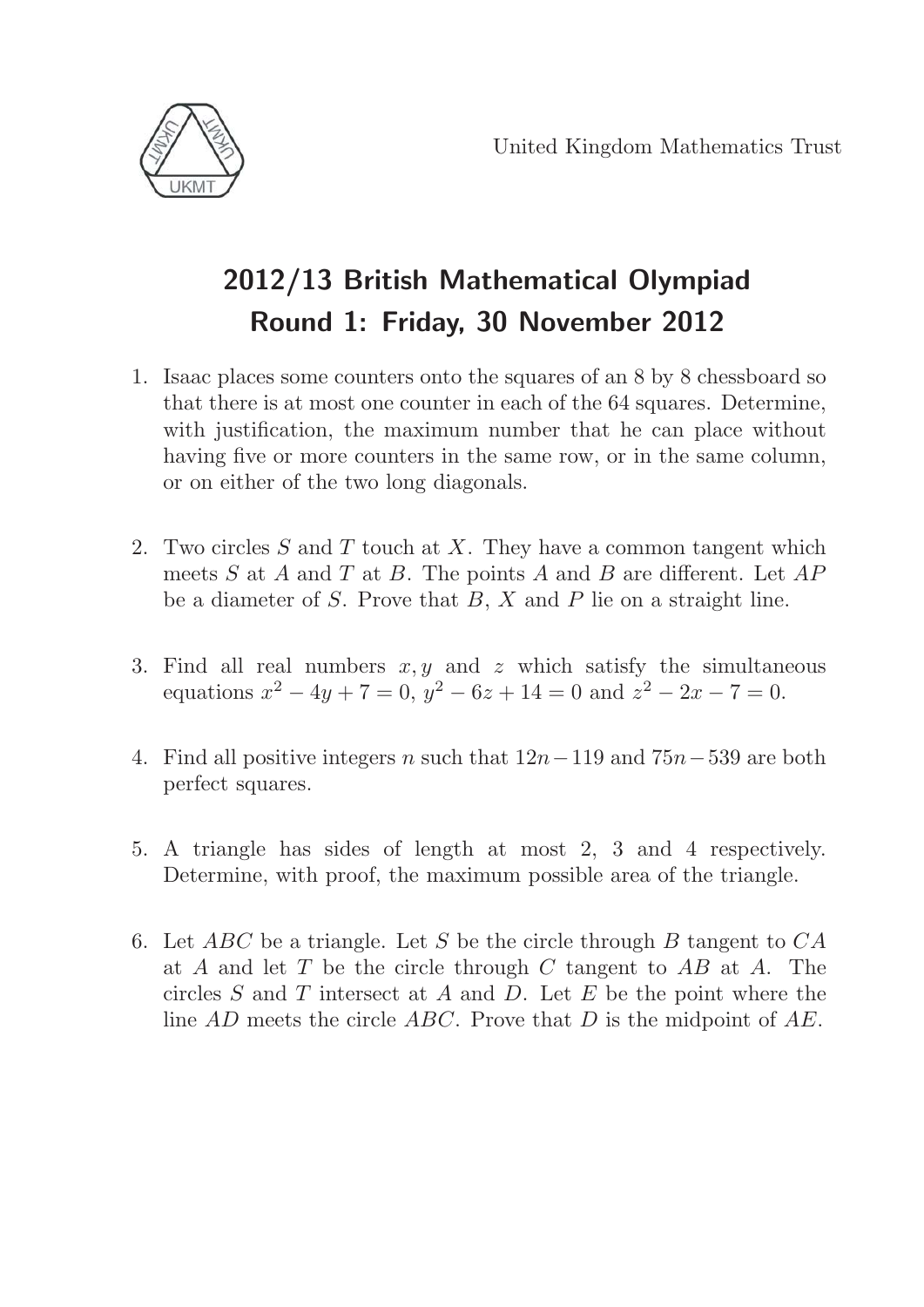United Kingdom Mathematics Trust

# 2012/13 British Mathematical Olympiad
## Round 1: Friday, 30 November 2012

1. Isaac places some counters onto the squares of an 8 by 8 chessboard so that there is at most one counter in each of the 64 squares. Determine, with justification, the maximum number that he can place without having five or more counters in the same row, or in the same column, or on either of the two long diagonals.

2. Two circles $S$ and $T$ touch at $X$. They have a common tangent which meets $S$ at $A$ and $T$ at $B$. The points $A$ and $B$ are different. Let $AP$ be a diameter of $S$. Prove that $B$, $X$ and $P$ lie on a straight line.

3. Find all real numbers $x, y$ and $z$ which satisfy the simultaneous equations $x^2 - 4y + 7 = 0$, $y^2 - 6z + 14 = 0$ and $z^2 - 2x - 7 = 0$.

4. Find all positive integers $n$ such that $12n - 119$ and $75n - 539$ are both perfect squares.

5. A triangle has sides of length at most 2, 3 and 4 respectively. Determine, with proof, the maximum possible area of the triangle.

6. Let $ABC$ be a triangle. Let $S$ be the circle through $B$ tangent to $CA$ at $A$ and let $T$ be the circle through $C$ tangent to $AB$ at $A$. The circles $S$ and $T$ intersect at $A$ and $D$. Let $E$ be the point where the line $AD$ meets the circle $ABC$. Prove that $D$ is the midpoint of $AE$.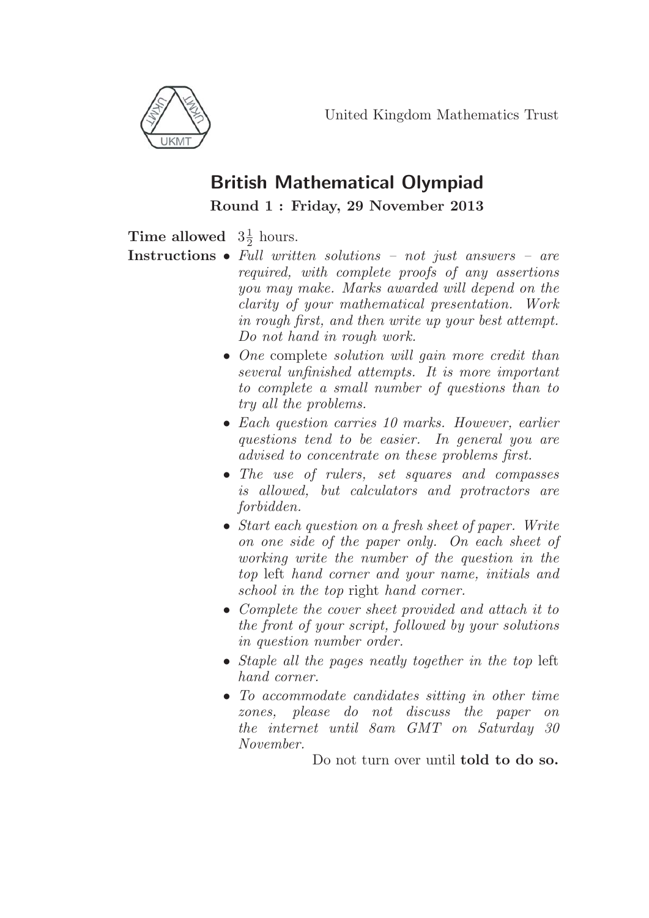United Kingdom Mathematics Trust

# British Mathematical Olympiad

**Round 1 : Friday, 29 November 2013**

**Time allowed** $3\frac{1}{2}$ hours.

**Instructions**

- *Full written solutions – not just answers – are required, with complete proofs of any assertions you may make. Marks awarded will depend on the clarity of your mathematical presentation. Work in rough first, and then write up your best attempt. Do not hand in rough work.*
- *One* complete *solution will gain more credit than several unfinished attempts. It is more important to complete a small number of questions than to try all the problems.*
- *Each question carries 10 marks. However, earlier questions tend to be easier. In general you are advised to concentrate on these problems first.*
- *The use of rulers, set squares and compasses is allowed, but calculators and protractors are forbidden.*
- *Start each question on a fresh sheet of paper. Write on one side of the paper only. On each sheet of working write the number of the question in the top* left *hand corner and your name, initials and school in the top* right *hand corner.*
- *Complete the cover sheet provided and attach it to the front of your script, followed by your solutions in question number order.*
- *Staple all the pages neatly together in the top* left *hand corner.*
- *To accommodate candidates sitting in other time zones, please do not discuss the paper on the internet until 8am GMT on Saturday 30 November.*

Do not turn over until **told to do so.**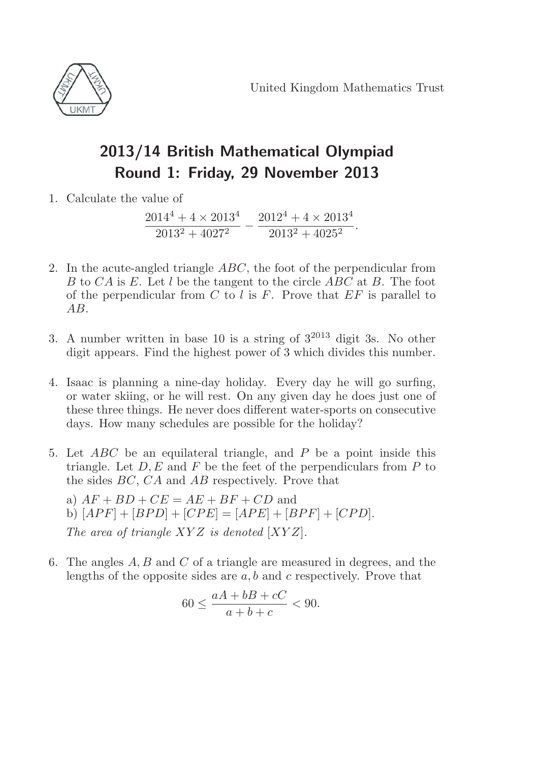United Kingdom Mathematics Trust

# 2013/14 British Mathematical Olympiad
## Round 1: Friday, 29 November 2013

1. Calculate the value of
$$\frac{2014^4 + 4 \times 2013^4}{2013^2 + 4027^2} - \frac{2012^4 + 4 \times 2013^4}{2013^2 + 4025^2}.$$

2. In the acute-angled triangle $ABC$, the foot of the perpendicular from $B$ to $CA$ is $E$. Let $l$ be the tangent to the circle $ABC$ at $B$. The foot of the perpendicular from $C$ to $l$ is $F$. Prove that $EF$ is parallel to $AB$.

3. A number written in base 10 is a string of $3^{2013}$ digit 3s. No other digit appears. Find the highest power of 3 which divides this number.

4. Isaac is planning a nine-day holiday. Every day he will go surfing, or water skiing, or he will rest. On any given day he does just one of these three things. He never does different water-sports on consecutive days. How many schedules are possible for the holiday?

5. Let $ABC$ be an equilateral triangle, and $P$ be a point inside this triangle. Let $D, E$ and $F$ be the feet of the perpendiculars from $P$ to the sides $BC$, $CA$ and $AB$ respectively. Prove that

   a) $AF + BD + CE = AE + BF + CD$ and
   b) $[APF] + [BPD] + [CPE] = [APE] + [BPF] + [CPD]$.

   *The area of triangle $XYZ$ is denoted $[XYZ]$.*

6. The angles $A, B$ and $C$ of a triangle are measured in degrees, and the lengths of the opposite sides are $a, b$ and $c$ respectively. Prove that
$$60 \leq \frac{aA + bB + cC}{a + b + c} < 90.$$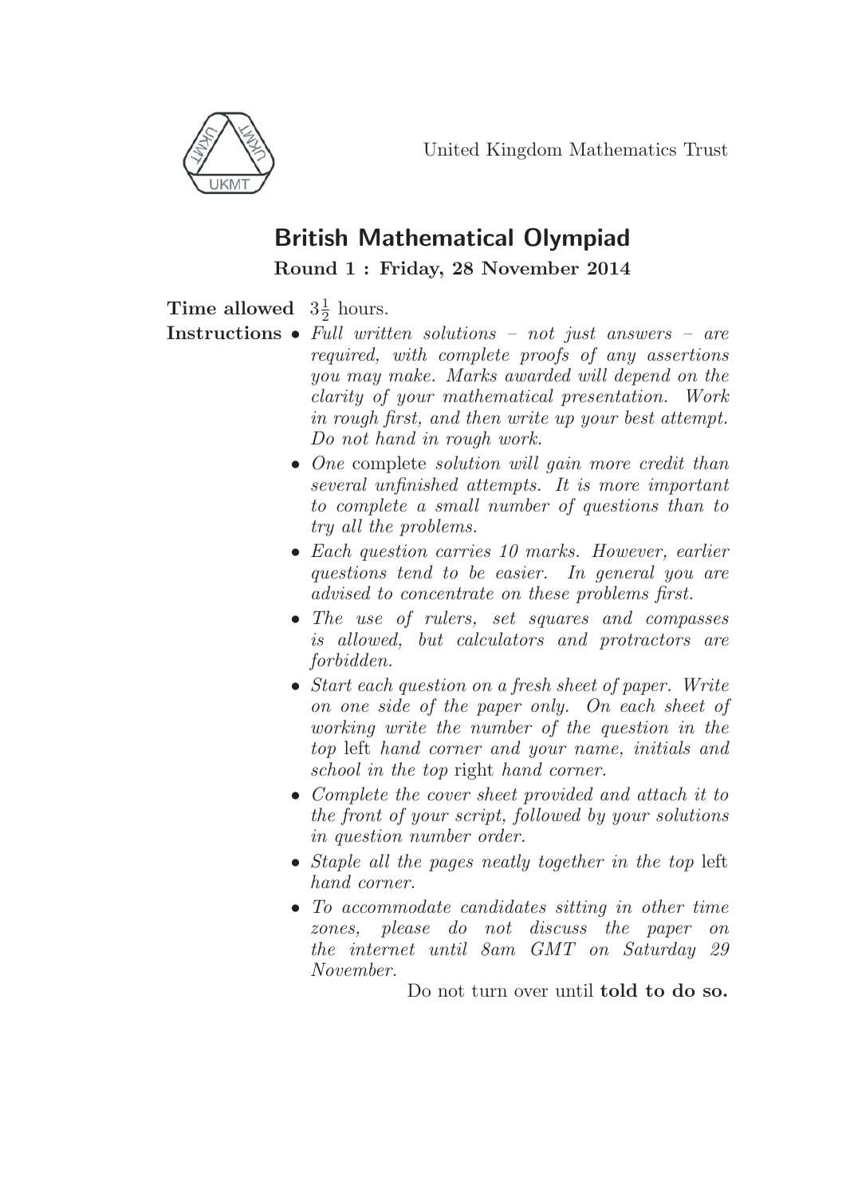United Kingdom Mathematics Trust

# British Mathematical Olympiad

**Round 1 : Friday, 28 November 2014**

**Time allowed** $3\frac{1}{2}$ hours.

**Instructions**

- *Full written solutions – not just answers – are required, with complete proofs of any assertions you may make. Marks awarded will depend on the clarity of your mathematical presentation. Work in rough first, and then write up your best attempt. Do not hand in rough work.*
- *One* complete *solution will gain more credit than several unfinished attempts. It is more important to complete a small number of questions than to try all the problems.*
- *Each question carries 10 marks. However, earlier questions tend to be easier. In general you are advised to concentrate on these problems first.*
- *The use of rulers, set squares and compasses is allowed, but calculators and protractors are forbidden.*
- *Start each question on a fresh sheet of paper. Write on one side of the paper only. On each sheet of working write the number of the question in the top* left *hand corner and your name, initials and school in the top* right *hand corner.*
- *Complete the cover sheet provided and attach it to the front of your script, followed by your solutions in question number order.*
- *Staple all the pages neatly together in the top* left *hand corner.*
- *To accommodate candidates sitting in other time zones, please do not discuss the paper on the internet until 8am GMT on Saturday 29 November.*

Do not turn over until **told to do so.**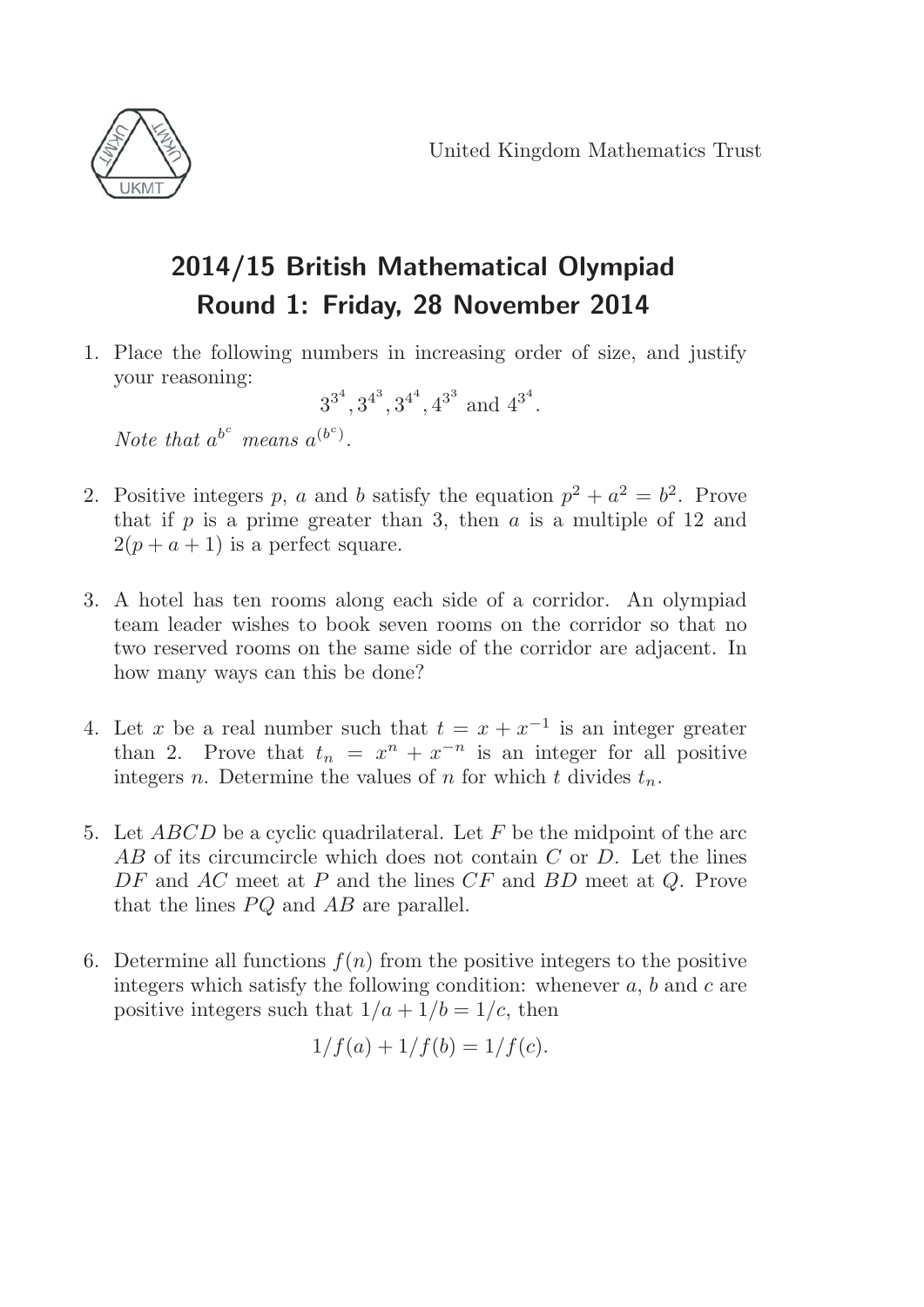United Kingdom Mathematics Trust

# 2014/15 British Mathematical Olympiad
## Round 1: Friday, 28 November 2014

1. Place the following numbers in increasing order of size, and justify your reasoning:

$$3^{3^4}, 3^{4^3}, 3^{4^4}, 4^{3^3} \text{ and } 4^{3^4}.$$

*Note that $a^{b^c}$ means $a^{(b^c)}$.*

2. Positive integers $p$, $a$ and $b$ satisfy the equation $p^2 + a^2 = b^2$. Prove that if $p$ is a prime greater than 3, then $a$ is a multiple of 12 and $2(p + a + 1)$ is a perfect square.

3. A hotel has ten rooms along each side of a corridor. An olympiad team leader wishes to book seven rooms on the corridor so that no two reserved rooms on the same side of the corridor are adjacent. In how many ways can this be done?

4. Let $x$ be a real number such that $t = x + x^{-1}$ is an integer greater than 2. Prove that $t_n = x^n + x^{-n}$ is an integer for all positive integers $n$. Determine the values of $n$ for which $t$ divides $t_n$.

5. Let $ABCD$ be a cyclic quadrilateral. Let $F$ be the midpoint of the arc $AB$ of its circumcircle which does not contain $C$ or $D$. Let the lines $DF$ and $AC$ meet at $P$ and the lines $CF$ and $BD$ meet at $Q$. Prove that the lines $PQ$ and $AB$ are parallel.

6. Determine all functions $f(n)$ from the positive integers to the positive integers which satisfy the following condition: whenever $a$, $b$ and $c$ are positive integers such that $1/a + 1/b = 1/c$, then

$$1/f(a) + 1/f(b) = 1/f(c).$$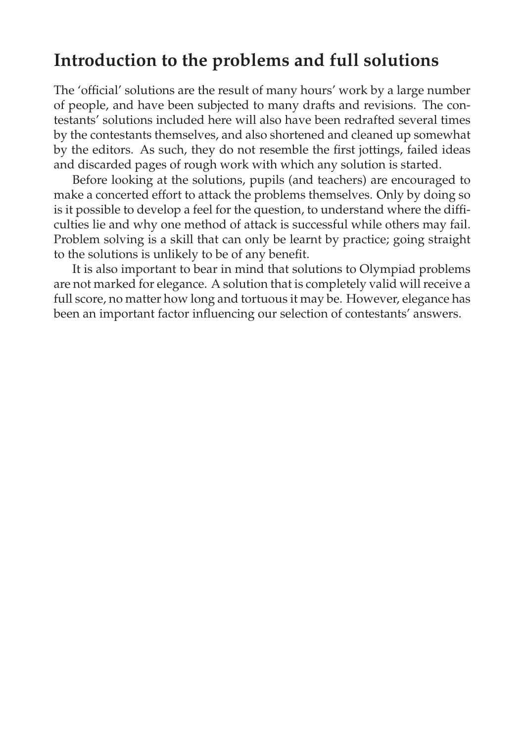## Introduction to the problems and full solutions

The 'official' solutions are the result of many hours' work by a large number of people, and have been subjected to many drafts and revisions. The contestants' solutions included here will also have been redrafted several times by the contestants themselves, and also shortened and cleaned up somewhat by the editors. As such, they do not resemble the first jottings, failed ideas and discarded pages of rough work with which any solution is started.

Before looking at the solutions, pupils (and teachers) are encouraged to make a concerted effort to attack the problems themselves. Only by doing so is it possible to develop a feel for the question, to understand where the difficulties lie and why one method of attack is successful while others may fail. Problem solving is a skill that can only be learnt by practice; going straight to the solutions is unlikely to be of any benefit.

It is also important to bear in mind that solutions to Olympiad problems are not marked for elegance. A solution that is completely valid will receive a full score, no matter how long and tortuous it may be. However, elegance has been an important factor influencing our selection of contestants' answers.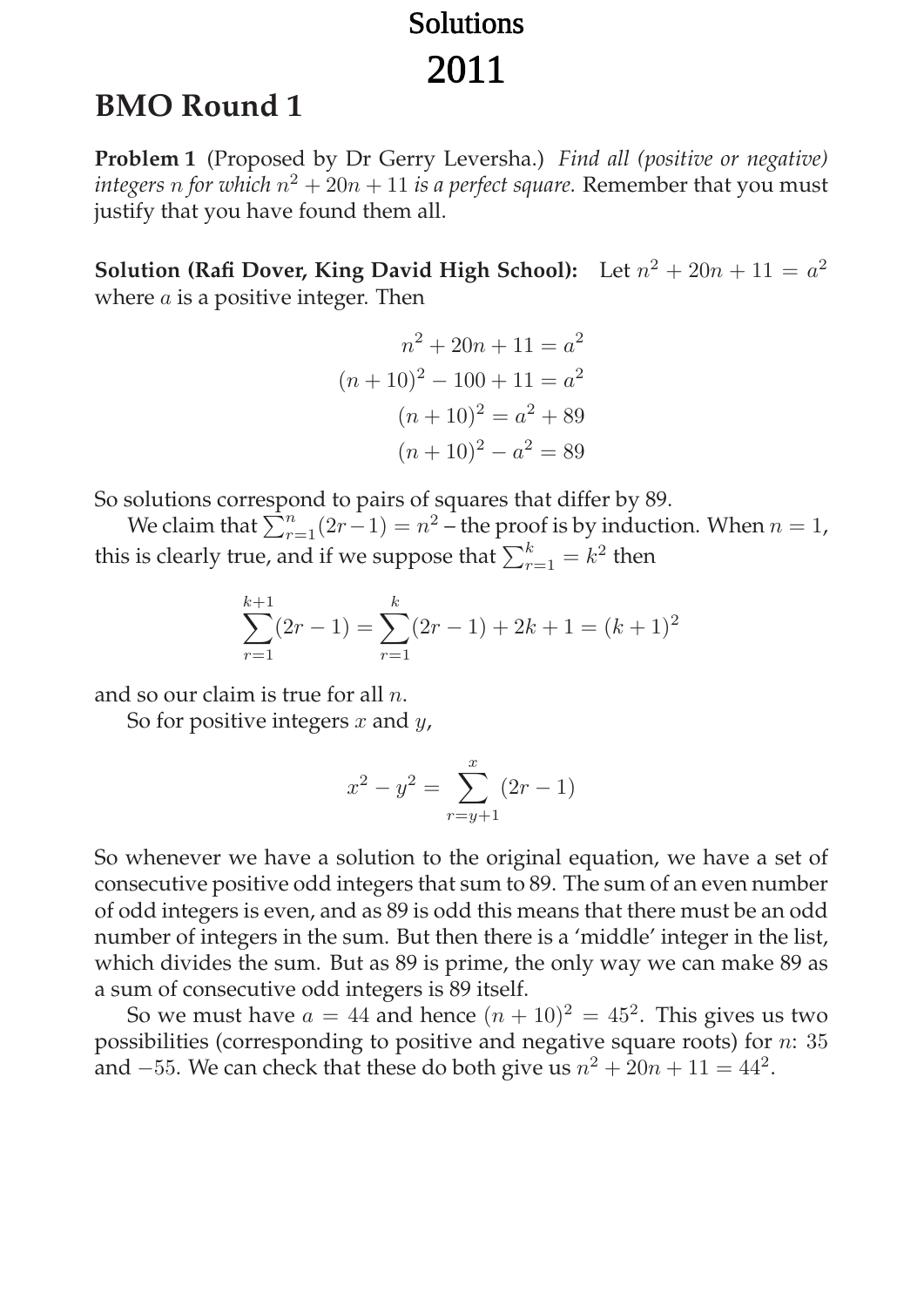# Solutions

# 2011

## BMO Round 1

**Problem 1** (Proposed by Dr Gerry Leversha.) *Find all (positive or negative) integers $n$ for which $n^2 + 20n + 11$ is a perfect square.* Remember that you must justify that you have found them all.

**Solution (Rafi Dover, King David High School):** Let $n^2 + 20n + 11 = a^2$ where $a$ is a positive integer. Then

$$
\begin{aligned}
n^2 + 20n + 11 &= a^2 \\
(n+10)^2 - 100 + 11 &= a^2 \\
(n+10)^2 &= a^2 + 89 \\
(n+10)^2 - a^2 &= 89
\end{aligned}
$$

So solutions correspond to pairs of squares that differ by 89.

We claim that $\sum_{r=1}^{n}(2r-1) = n^2$ – the proof is by induction. When $n = 1$, this is clearly true, and if we suppose that $\sum_{r=1}^{k} = k^2$ then

$$
\sum_{r=1}^{k+1}(2r-1) = \sum_{r=1}^{k}(2r-1) + 2k + 1 = (k+1)^2
$$

and so our claim is true for all $n$.

So for positive integers $x$ and $y$,

$$
x^2 - y^2 = \sum_{r=y+1}^{x}(2r-1)
$$

So whenever we have a solution to the original equation, we have a set of consecutive positive odd integers that sum to 89. The sum of an even number of odd integers is even, and as 89 is odd this means that there must be an odd number of integers in the sum. But then there is a 'middle' integer in the list, which divides the sum. But as 89 is prime, the only way we can make 89 as a sum of consecutive odd integers is 89 itself.

So we must have $a = 44$ and hence $(n+10)^2 = 45^2$. This gives us two possibilities (corresponding to positive and negative square roots) for $n$: 35 and $-55$. We can check that these do both give us $n^2 + 20n + 11 = 44^2$.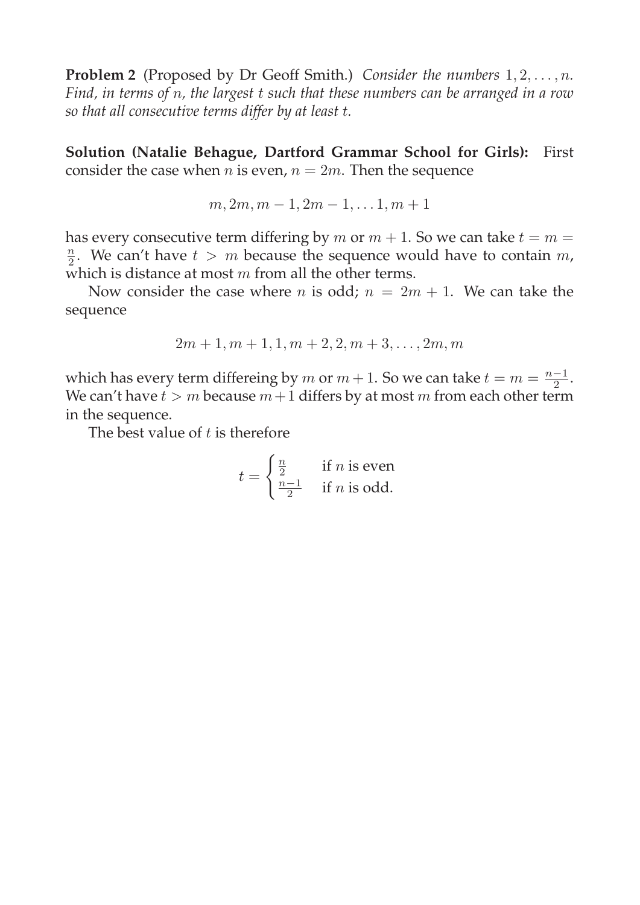**Problem 2** (Proposed by Dr Geoff Smith.) *Consider the numbers $1, 2, \ldots, n$. Find, in terms of $n$, the largest $t$ such that these numbers can be arranged in a row so that all consecutive terms differ by at least $t$.*

**Solution (Natalie Behague, Dartford Grammar School for Girls):** First consider the case when $n$ is even, $n = 2m$. Then the sequence

$$m, 2m, m-1, 2m-1, \ldots 1, m+1$$

has every consecutive term differing by $m$ or $m+1$. So we can take $t = m = \frac{n}{2}$. We can't have $t > m$ because the sequence would have to contain $m$, which is distance at most $m$ from all the other terms.

Now consider the case where $n$ is odd; $n = 2m+1$. We can take the sequence

$$2m+1, m+1, 1, m+2, 2, m+3, \ldots, 2m, m$$

which has every term differeing by $m$ or $m+1$. So we can take $t = m = \frac{n-1}{2}$. We can't have $t > m$ because $m+1$ differs by at most $m$ from each other term in the sequence.

The best value of $t$ is therefore

$$t = \begin{cases} \frac{n}{2} & \text{if } n \text{ is even} \\ \frac{n-1}{2} & \text{if } n \text{ is odd.} \end{cases}$$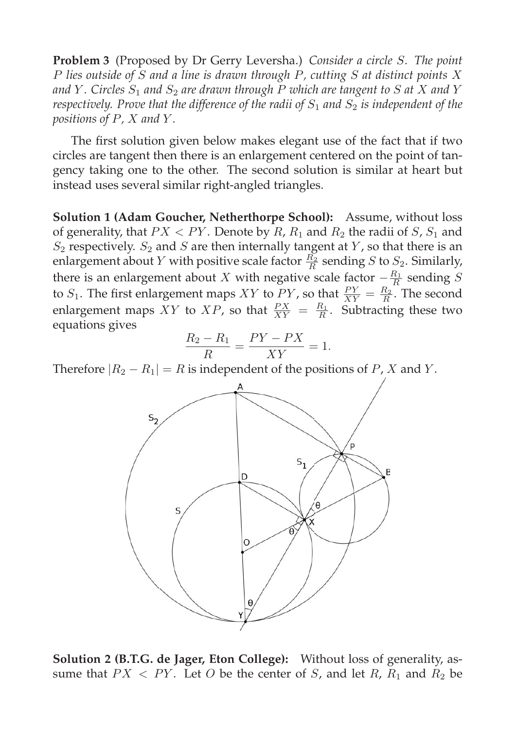**Problem 3** (Proposed by Dr Gerry Leversha.) *Consider a circle $S$. The point $P$ lies outside of $S$ and a line is drawn through $P$, cutting $S$ at distinct points $X$ and $Y$. Circles $S_1$ and $S_2$ are drawn through $P$ which are tangent to $S$ at $X$ and $Y$ respectively. Prove that the difference of the radii of $S_1$ and $S_2$ is independent of the positions of $P$, $X$ and $Y$.*

The first solution given below makes elegant use of the fact that if two circles are tangent then there is an enlargement centered on the point of tangency taking one to the other. The second solution is similar at heart but instead uses several similar right-angled triangles.

**Solution 1 (Adam Goucher, Netherthorpe School):** Assume, without loss of generality, that $PX < PY$. Denote by $R$, $R_1$ and $R_2$ the radii of $S$, $S_1$ and $S_2$ respectively. $S_2$ and $S$ are then internally tangent at $Y$, so that there is an enlargement about $Y$ with positive scale factor $\frac{R_2}{R}$ sending $S$ to $S_2$. Similarly, there is an enlargement about $X$ with negative scale factor $-\frac{R_1}{R}$ sending $S$ to $S_1$. The first enlargement maps $XY$ to $PY$, so that $\frac{PY}{XY} = \frac{R_2}{R}$. The second enlargement maps $XY$ to $XP$, so that $\frac{PX}{XY} = \frac{R_1}{R}$. Subtracting these two equations gives

$$\frac{R_2 - R_1}{R} = \frac{PY - PX}{XY} = 1.$$

Therefore $|R_2 - R_1| = R$ is independent of the positions of $P$, $X$ and $Y$.

**Solution 2 (B.T.G. de Jager, Eton College):** Without loss of generality, assume that $PX < PY$. Let $O$ be the center of $S$, and let $R$, $R_1$ and $R_2$ be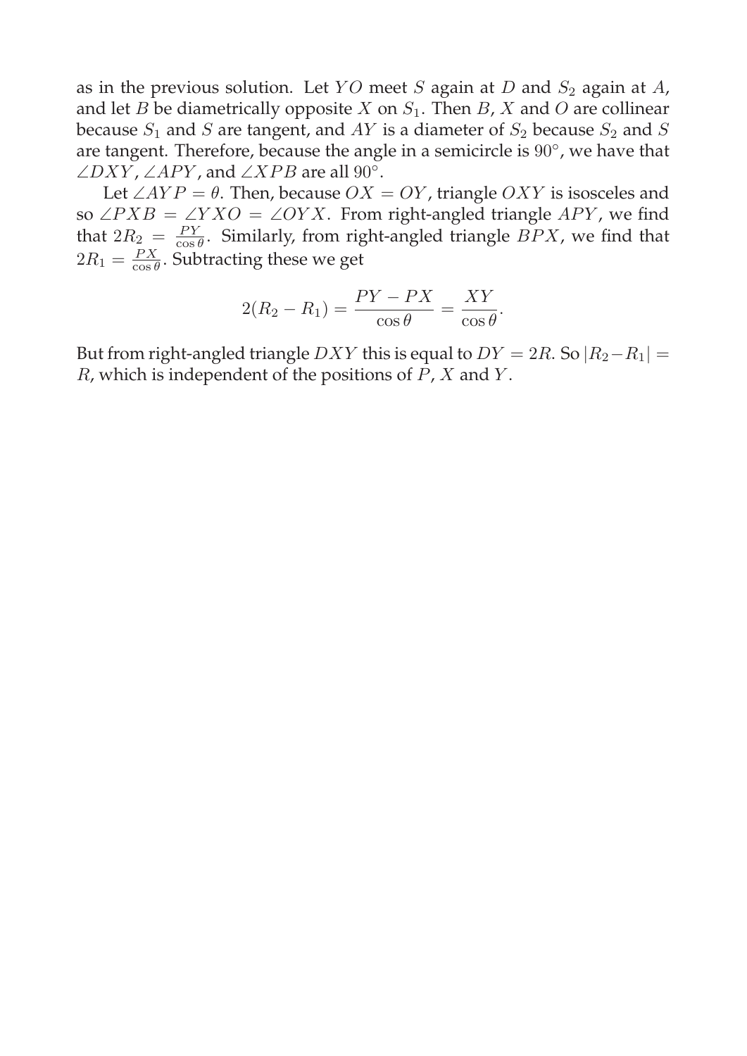as in the previous solution. Let $YO$ meet $S$ again at $D$ and $S_2$ again at $A$, and let $B$ be diametrically opposite $X$ on $S_1$. Then $B$, $X$ and $O$ are collinear because $S_1$ and $S$ are tangent, and $AY$ is a diameter of $S_2$ because $S_2$ and $S$ are tangent. Therefore, because the angle in a semicircle is $90°$, we have that $\angle DXY$, $\angle APY$, and $\angle XPB$ are all $90°$.

Let $\angle AYP = \theta$. Then, because $OX = OY$, triangle $OXY$ is isosceles and so $\angle PXB = \angle YXO = \angle OYX$. From right-angled triangle $APY$, we find that $2R_2 = \frac{PY}{\cos\theta}$. Similarly, from right-angled triangle $BPX$, we find that $2R_1 = \frac{PX}{\cos\theta}$. Subtracting these we get

$$2(R_2 - R_1) = \frac{PY - PX}{\cos\theta} = \frac{XY}{\cos\theta}.$$

But from right-angled triangle $DXY$ this is equal to $DY = 2R$. So $|R_2 - R_1| = R$, which is independent of the positions of $P$, $X$ and $Y$.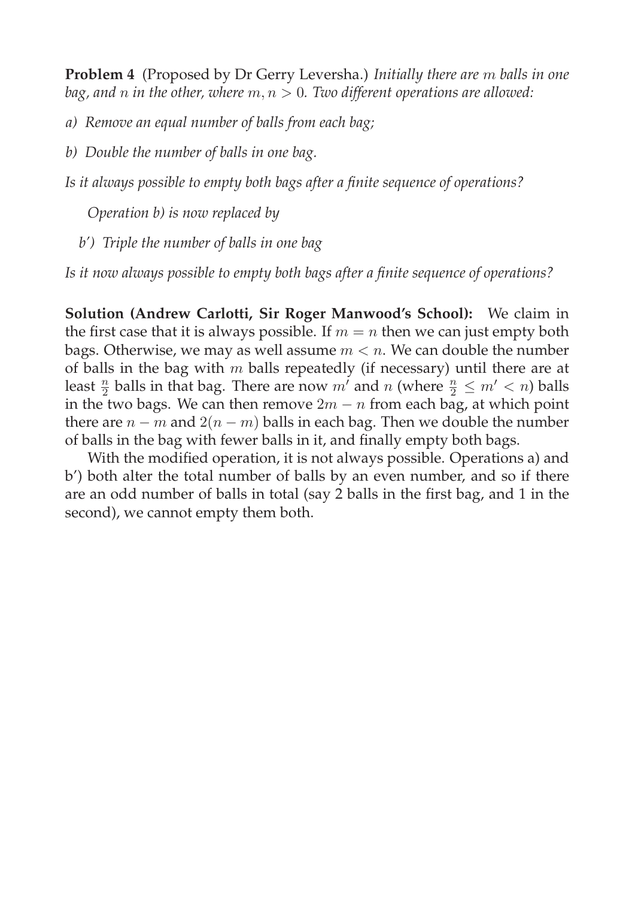**Problem 4** (Proposed by Dr Gerry Leversha.) *Initially there are $m$ balls in one bag, and $n$ in the other, where $m, n > 0$. Two different operations are allowed:*

*a) Remove an equal number of balls from each bag;*

*b) Double the number of balls in one bag.*

*Is it always possible to empty both bags after a finite sequence of operations?*

*Operation b) is now replaced by*

*b′) Triple the number of balls in one bag*

*Is it now always possible to empty both bags after a finite sequence of operations?*

**Solution (Andrew Carlotti, Sir Roger Manwood's School):** We claim in the first case that it is always possible. If $m = n$ then we can just empty both bags. Otherwise, we may as well assume $m < n$. We can double the number of balls in the bag with $m$ balls repeatedly (if necessary) until there are at least $\frac{n}{2}$ balls in that bag. There are now $m'$ and $n$ (where $\frac{n}{2} \leq m' < n$) balls in the two bags. We can then remove $2m - n$ from each bag, at which point there are $n - m$ and $2(n - m)$ balls in each bag. Then we double the number of balls in the bag with fewer balls in it, and finally empty both bags.

With the modified operation, it is not always possible. Operations a) and b′) both alter the total number of balls by an even number, and so if there are an odd number of balls in total (say 2 balls in the first bag, and 1 in the second), we cannot empty them both.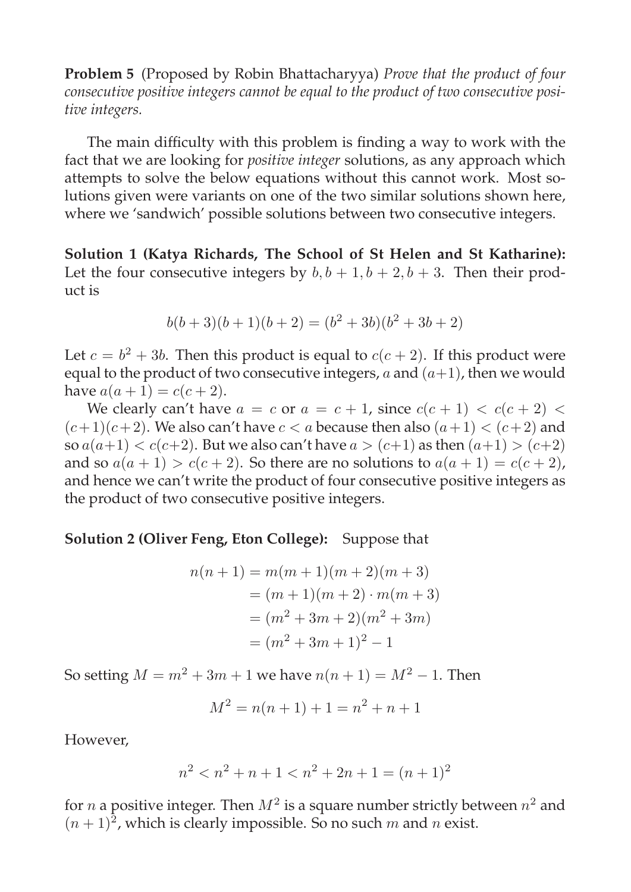**Problem 5** (Proposed by Robin Bhattacharyya) *Prove that the product of four consecutive positive integers cannot be equal to the product of two consecutive positive integers.*

The main difficulty with this problem is finding a way to work with the fact that we are looking for *positive integer* solutions, as any approach which attempts to solve the below equations without this cannot work. Most solutions given were variants on one of the two similar solutions shown here, where we 'sandwich' possible solutions between two consecutive integers.

**Solution 1 (Katya Richards, The School of St Helen and St Katharine):** Let the four consecutive integers by $b, b+1, b+2, b+3$. Then their product is

$$b(b+3)(b+1)(b+2) = (b^2+3b)(b^2+3b+2)$$

Let $c = b^2 + 3b$. Then this product is equal to $c(c+2)$. If this product were equal to the product of two consecutive integers, $a$ and $(a+1)$, then we would have $a(a+1) = c(c+2)$.

We clearly can't have $a = c$ or $a = c+1$, since $c(c+1) < c(c+2) < (c+1)(c+2)$. We also can't have $c < a$ because then also $(a+1) < (c+2)$ and so $a(a+1) < c(c+2)$. But we also can't have $a > (c+1)$ as then $(a+1) > (c+2)$ and so $a(a+1) > c(c+2)$. So there are no solutions to $a(a+1) = c(c+2)$, and hence we can't write the product of four consecutive positive integers as the product of two consecutive positive integers.

**Solution 2 (Oliver Feng, Eton College):** Suppose that

$$\begin{aligned}
n(n+1) &= m(m+1)(m+2)(m+3) \\
&= (m+1)(m+2) \cdot m(m+3) \\
&= (m^2+3m+2)(m^2+3m) \\
&= (m^2+3m+1)^2 - 1
\end{aligned}$$

So setting $M = m^2 + 3m + 1$ we have $n(n+1) = M^2 - 1$. Then

$$M^2 = n(n+1) + 1 = n^2 + n + 1$$

However,

$$n^2 < n^2 + n + 1 < n^2 + 2n + 1 = (n+1)^2$$

for $n$ a positive integer. Then $M^2$ is a square number strictly between $n^2$ and $(n+1)^2$, which is clearly impossible. So no such $m$ and $n$ exist.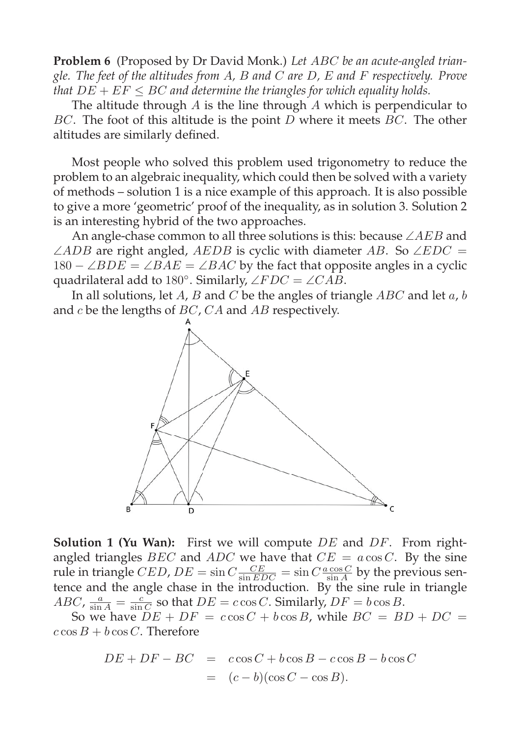**Problem 6** (Proposed by Dr David Monk.) *Let $ABC$ be an acute-angled triangle. The feet of the altitudes from $A$, $B$ and $C$ are $D$, $E$ and $F$ respectively. Prove that $DE + EF \leq BC$ and determine the triangles for which equality holds.*

The altitude through $A$ is the line through $A$ which is perpendicular to $BC$. The foot of this altitude is the point $D$ where it meets $BC$. The other altitudes are similarly defined.

Most people who solved this problem used trigonometry to reduce the problem to an algebraic inequality, which could then be solved with a variety of methods – solution 1 is a nice example of this approach. It is also possible to give a more 'geometric' proof of the inequality, as in solution 3. Solution 2 is an interesting hybrid of the two approaches.

An angle-chase common to all three solutions is this: because $\angle AEB$ and $\angle ADB$ are right angled, $AEDB$ is cyclic with diameter $AB$. So $\angle EDC = 180 - \angle BDE = \angle BAE = \angle BAC$ by the fact that opposite angles in a cyclic quadrilateral add to $180°$. Similarly, $\angle FDC = \angle CAB$.

In all solutions, let $A$, $B$ and $C$ be the angles of triangle $ABC$ and let $a$, $b$ and $c$ be the lengths of $BC$, $CA$ and $AB$ respectively.

**Solution 1 (Yu Wan):** First we will compute $DE$ and $DF$. From right-angled triangles $BEC$ and $ADC$ we have that $CE = a\cos C$. By the sine rule in triangle $CED$, $DE = \sin C \frac{CE}{\sin EDC} = \sin C \frac{a \cos C}{\sin A}$ by the previous sentence and the angle chase in the introduction. By the sine rule in triangle $ABC$, $\frac{a}{\sin A} = \frac{c}{\sin C}$ so that $DE = c\cos C$. Similarly, $DF = b\cos B$.

So we have $DE + DF = c\cos C + b\cos B$, while $BC = BD + DC = c\cos B + b\cos C$. Therefore

$$\begin{aligned} DE + DF - BC &= c\cos C + b\cos B - c\cos B - b\cos C \\ &= (c - b)(\cos C - \cos B). \end{aligned}$$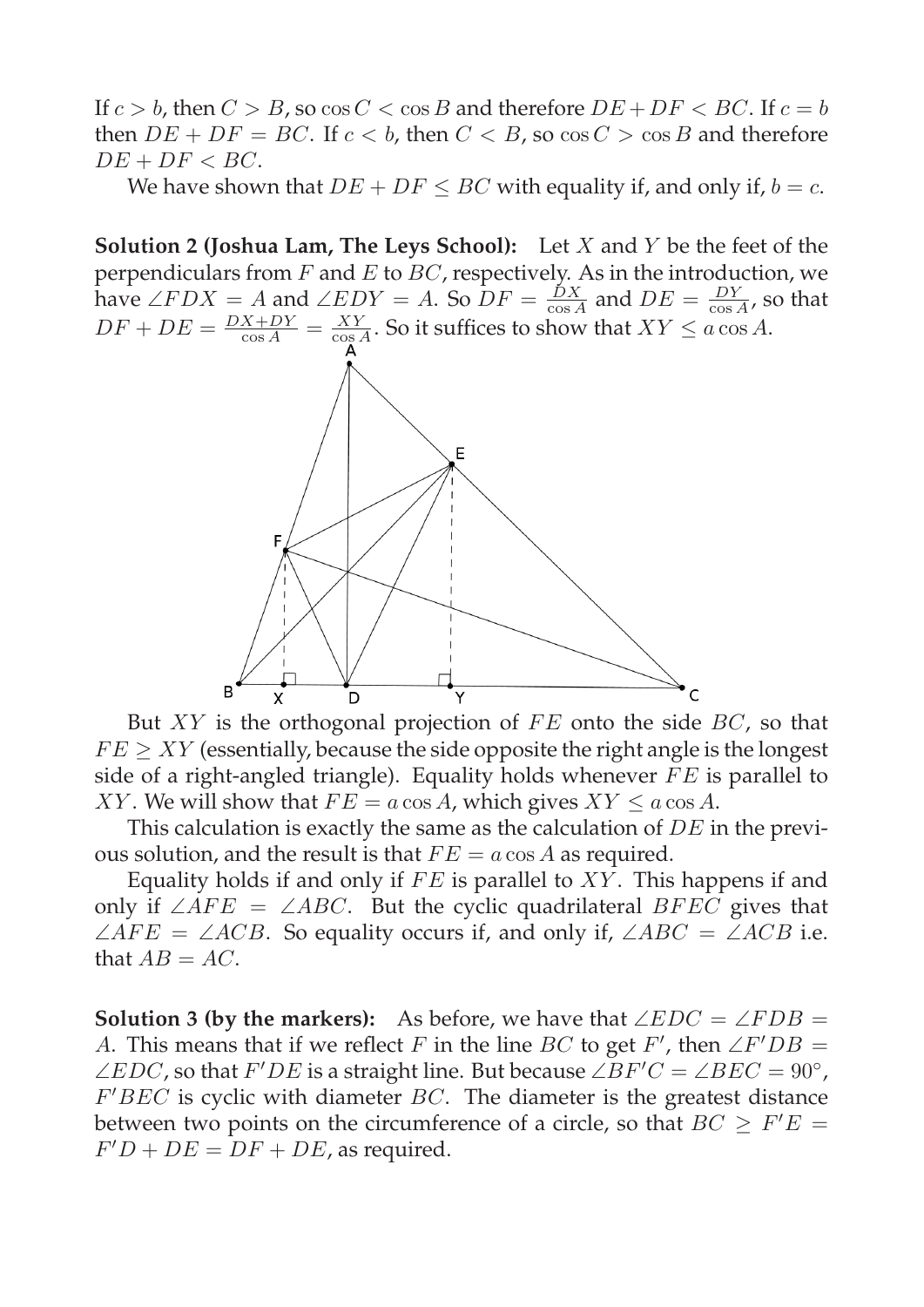If $c > b$, then $C > B$, so $\cos C < \cos B$ and therefore $DE + DF < BC$. If $c = b$ then $DE + DF = BC$. If $c < b$, then $C < B$, so $\cos C > \cos B$ and therefore $DE + DF < BC$.

We have shown that $DE + DF \leq BC$ with equality if, and only if, $b = c$.

**Solution 2 (Joshua Lam, The Leys School):** Let $X$ and $Y$ be the feet of the perpendiculars from $F$ and $E$ to $BC$, respectively. As in the introduction, we have $\angle FDX = A$ and $\angle EDY = A$. So $DF = \frac{DX}{\cos A}$ and $DE = \frac{DY}{\cos A}$, so that $DF + DE = \frac{DX+DY}{\cos A} = \frac{XY}{\cos A}$. So it suffices to show that $XY \leq a \cos A$.

But $XY$ is the orthogonal projection of $FE$ onto the side $BC$, so that $FE \geq XY$ (essentially, because the side opposite the right angle is the longest side of a right-angled triangle). Equality holds whenever $FE$ is parallel to $XY$. We will show that $FE = a \cos A$, which gives $XY \leq a \cos A$.

This calculation is exactly the same as the calculation of $DE$ in the previous solution, and the result is that $FE = a \cos A$ as required.

Equality holds if and only if $FE$ is parallel to $XY$. This happens if and only if $\angle AFE = \angle ABC$. But the cyclic quadrilateral $BFEC$ gives that $\angle AFE = \angle ACB$. So equality occurs if, and only if, $\angle ABC = \angle ACB$ i.e. that $AB = AC$.

**Solution 3 (by the markers):** As before, we have that $\angle EDC = \angle FDB = A$. This means that if we reflect $F$ in the line $BC$ to get $F'$, then $\angle F'DB = \angle EDC$, so that $F'DE$ is a straight line. But because $\angle BF'C = \angle BEC = 90°$, $F'BEC$ is cyclic with diameter $BC$. The diameter is the greatest distance between two points on the circumference of a circle, so that $BC \geq F'E = F'D + DE = DF + DE$, as required.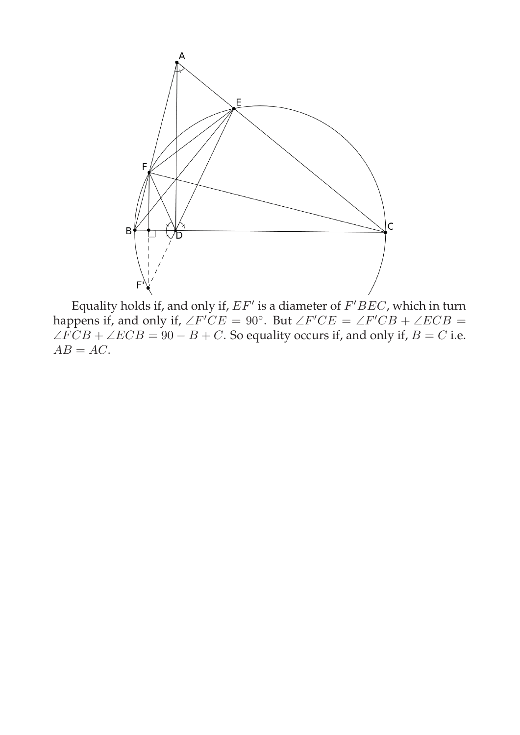Equality holds if, and only if, $EF'$ is a diameter of $F'BEC$, which in turn happens if, and only if, $\angle F'CE = 90^\circ$. But $\angle F'CE = \angle F'CB + \angle ECB = \angle FCB + \angle ECB = 90 - B + C$. So equality occurs if, and only if, $B = C$ i.e. $AB = AC$.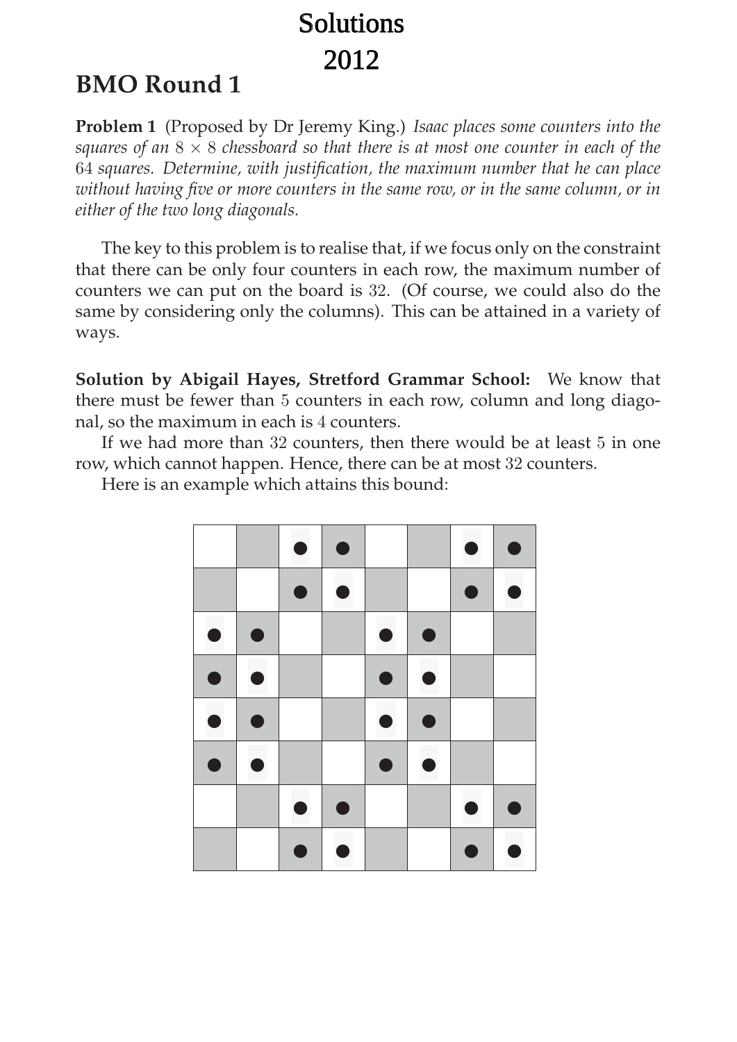# Solutions 2012

## BMO Round 1

**Problem 1** (Proposed by Dr Jeremy King.) *Isaac places some counters into the squares of an $8 \times 8$ chessboard so that there is at most one counter in each of the 64 squares. Determine, with justification, the maximum number that he can place without having five or more counters in the same row, or in the same column, or in either of the two long diagonals.*

The key to this problem is to realise that, if we focus only on the constraint that there can be only four counters in each row, the maximum number of counters we can put on the board is 32. (Of course, we could also do the same by considering only the columns). This can be attained in a variety of ways.

**Solution by Abigail Hayes, Stretford Grammar School:** We know that there must be fewer than 5 counters in each row, column and long diagonal, so the maximum in each is 4 counters.

If we had more than 32 counters, then there would be at least 5 in one row, which cannot happen. Hence, there can be at most 32 counters.

Here is an example which attains this bound:

| | | | | | | | |
|---|---|---|---|---|---|---|---|
| | | ● | ● | | | ● | ● |
| | | ● | ● | | | ● | ● |
| ● | ● | | | ● | ● | | |
| ● | ● | | | ● | ● | | |
| ● | ● | | | ● | ● | | |
| ● | ● | | | ● | ● | | |
| | | ● | ● | | | ● | ● |
| | | ● | ● | | | ● | ● |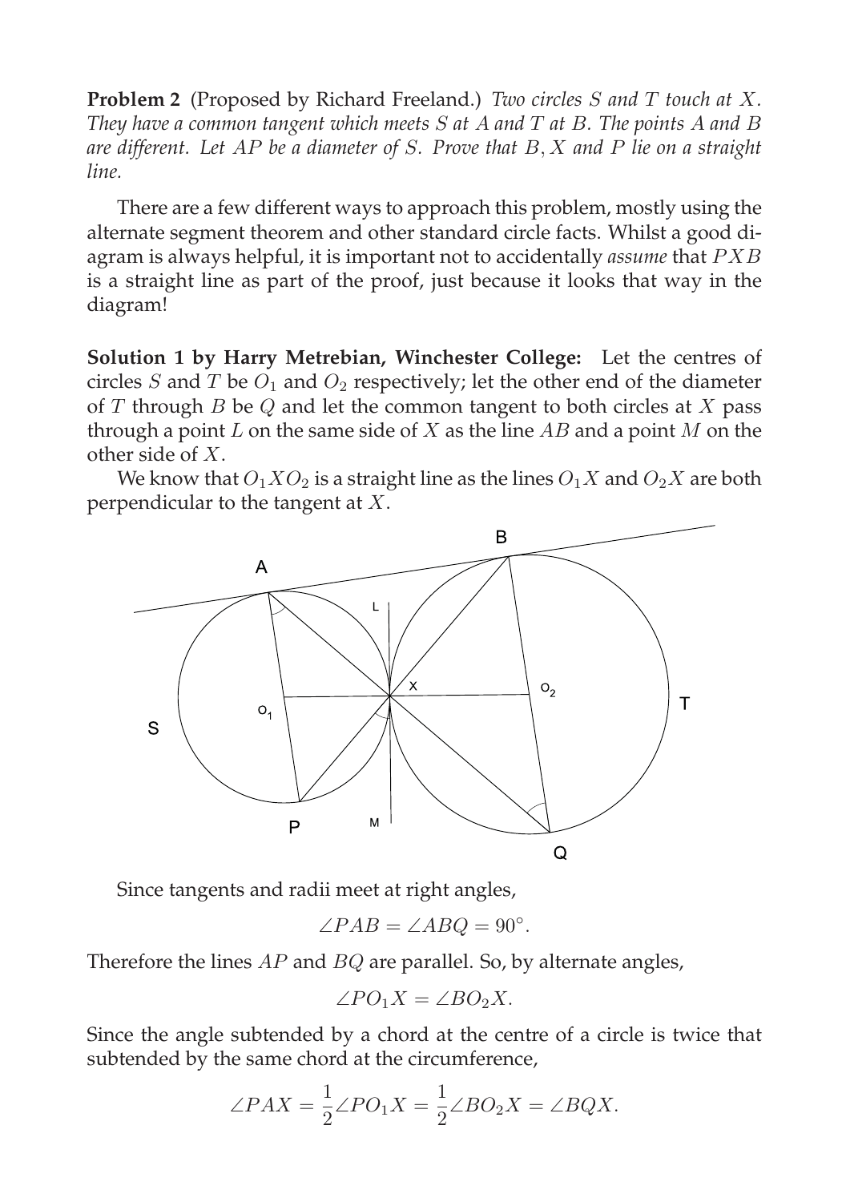**Problem 2** (Proposed by Richard Freeland.) *Two circles $S$ and $T$ touch at $X$. They have a common tangent which meets $S$ at $A$ and $T$ at $B$. The points $A$ and $B$ are different. Let $AP$ be a diameter of $S$. Prove that $B, X$ and $P$ lie on a straight line.*

There are a few different ways to approach this problem, mostly using the alternate segment theorem and other standard circle facts. Whilst a good diagram is always helpful, it is important not to accidentally *assume* that $PXB$ is a straight line as part of the proof, just because it looks that way in the diagram!

**Solution 1 by Harry Metrebian, Winchester College:** Let the centres of circles $S$ and $T$ be $O_1$ and $O_2$ respectively; let the other end of the diameter of $T$ through $B$ be $Q$ and let the common tangent to both circles at $X$ pass through a point $L$ on the same side of $X$ as the line $AB$ and a point $M$ on the other side of $X$.

We know that $O_1XO_2$ is a straight line as the lines $O_1X$ and $O_2X$ are both perpendicular to the tangent at $X$.

Since tangents and radii meet at right angles,

$$\angle PAB = \angle ABQ = 90^\circ.$$

Therefore the lines $AP$ and $BQ$ are parallel. So, by alternate angles,

$$\angle PO_1X = \angle BO_2X.$$

Since the angle subtended by a chord at the centre of a circle is twice that subtended by the same chord at the circumference,

$$\angle PAX = \frac{1}{2}\angle PO_1X = \frac{1}{2}\angle BO_2X = \angle BQX.$$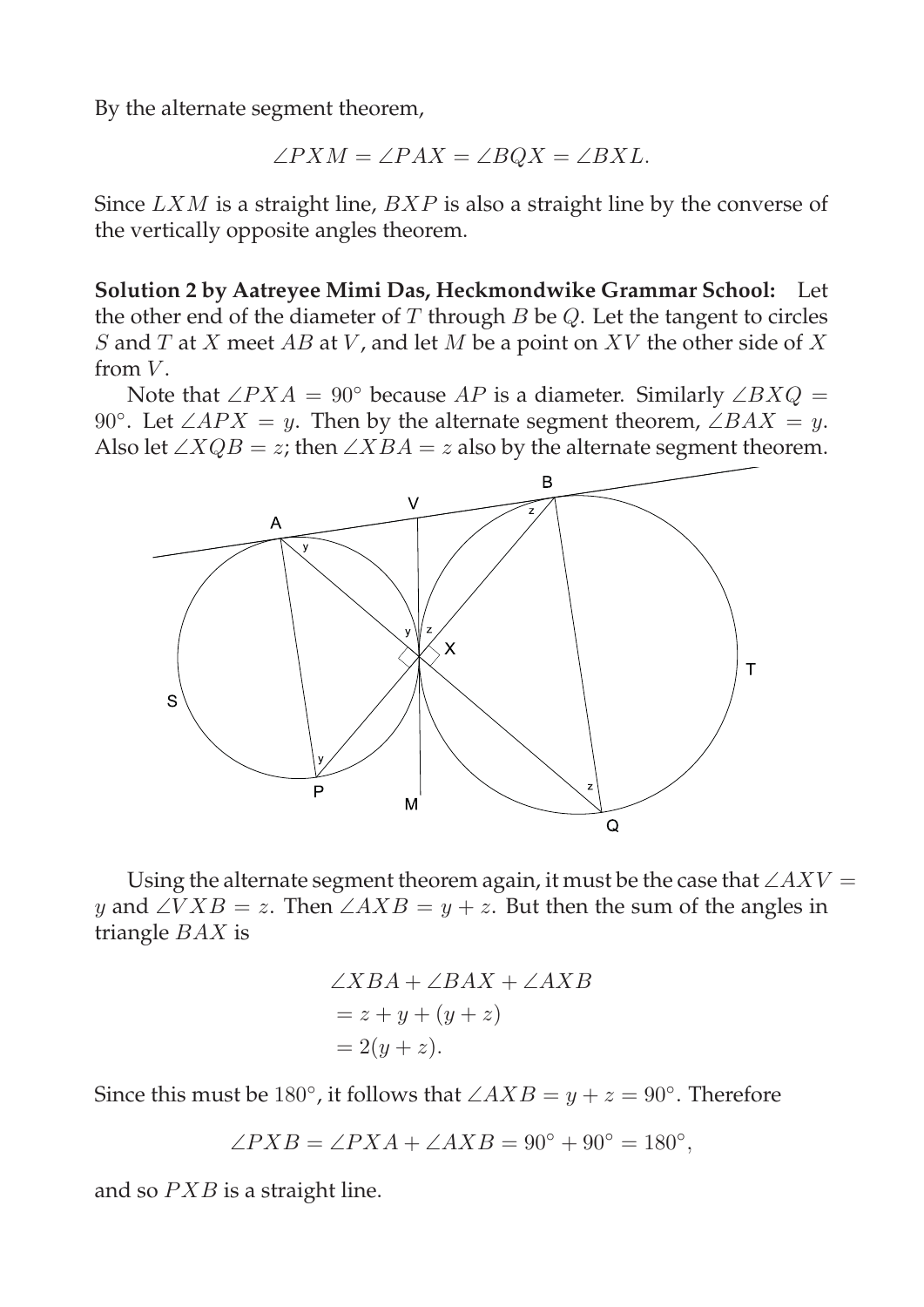By the alternate segment theorem,

$$\angle PXM = \angle PAX = \angle BQX = \angle BXL.$$

Since $LXM$ is a straight line, $BXP$ is also a straight line by the converse of the vertically opposite angles theorem.

**Solution 2 by Aatreyee Mimi Das, Heckmondwike Grammar School:** Let the other end of the diameter of $T$ through $B$ be $Q$. Let the tangent to circles $S$ and $T$ at $X$ meet $AB$ at $V$, and let $M$ be a point on $XV$ the other side of $X$ from $V$.

Note that $\angle PXA = 90^\circ$ because $AP$ is a diameter. Similarly $\angle BXQ = 90^\circ$. Let $\angle APX = y$. Then by the alternate segment theorem, $\angle BAX = y$. Also let $\angle XQB = z$; then $\angle XBA = z$ also by the alternate segment theorem.

Using the alternate segment theorem again, it must be the case that $\angle AXV = y$ and $\angle VXB = z$. Then $\angle AXB = y + z$. But then the sum of the angles in triangle $BAX$ is

$$\begin{aligned}
&\angle XBA + \angle BAX + \angle AXB \\
&= z + y + (y + z) \\
&= 2(y + z).
\end{aligned}$$

Since this must be $180^\circ$, it follows that $\angle AXB = y + z = 90^\circ$. Therefore

$$\angle PXB = \angle PXA + \angle AXB = 90^\circ + 90^\circ = 180^\circ,$$

and so $PXB$ is a straight line.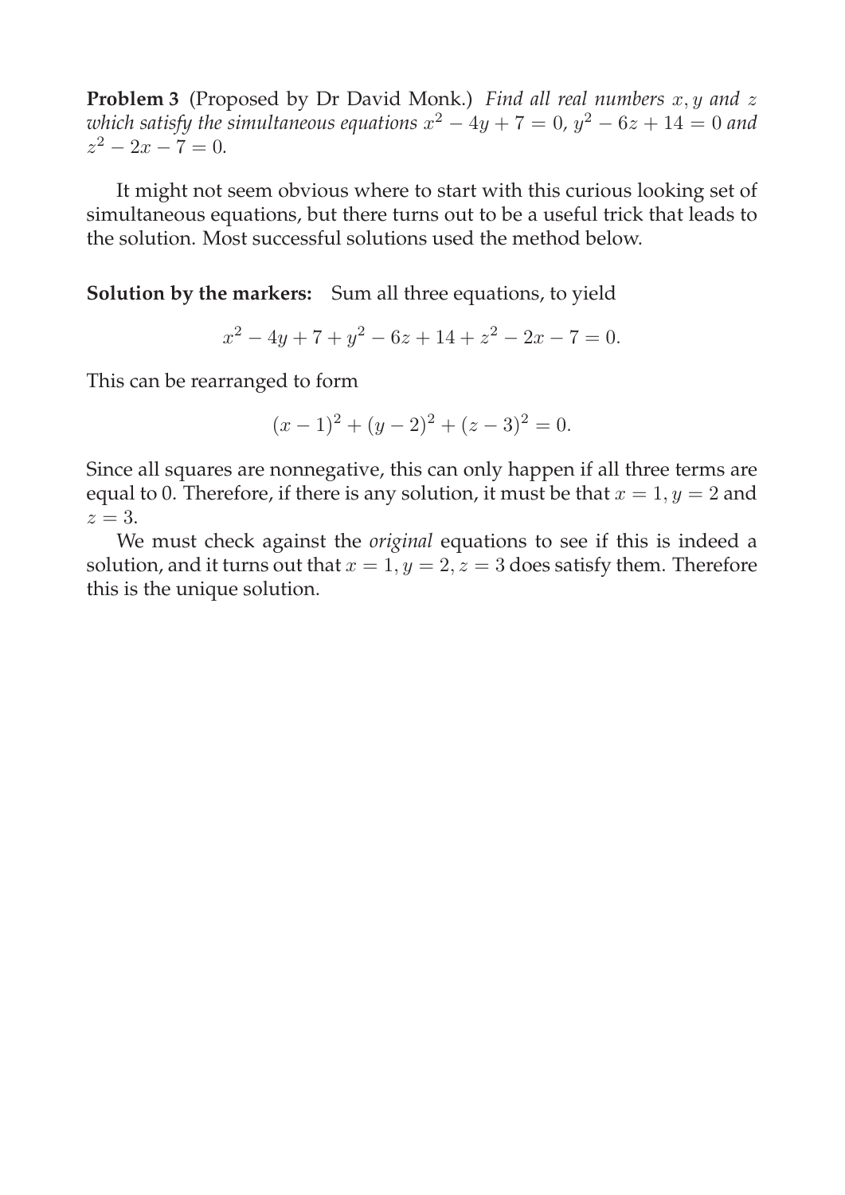**Problem 3** (Proposed by Dr David Monk.) *Find all real numbers $x, y$ and $z$ which satisfy the simultaneous equations $x^2 - 4y + 7 = 0$, $y^2 - 6z + 14 = 0$ and $z^2 - 2x - 7 = 0$.*

It might not seem obvious where to start with this curious looking set of simultaneous equations, but there turns out to be a useful trick that leads to the solution. Most successful solutions used the method below.

**Solution by the markers:** Sum all three equations, to yield

$$x^2 - 4y + 7 + y^2 - 6z + 14 + z^2 - 2x - 7 = 0.$$

This can be rearranged to form

$$(x-1)^2 + (y-2)^2 + (z-3)^2 = 0.$$

Since all squares are nonnegative, this can only happen if all three terms are equal to 0. Therefore, if there is any solution, it must be that $x = 1, y = 2$ and $z = 3$.

We must check against the *original* equations to see if this is indeed a solution, and it turns out that $x = 1, y = 2, z = 3$ does satisfy them. Therefore this is the unique solution.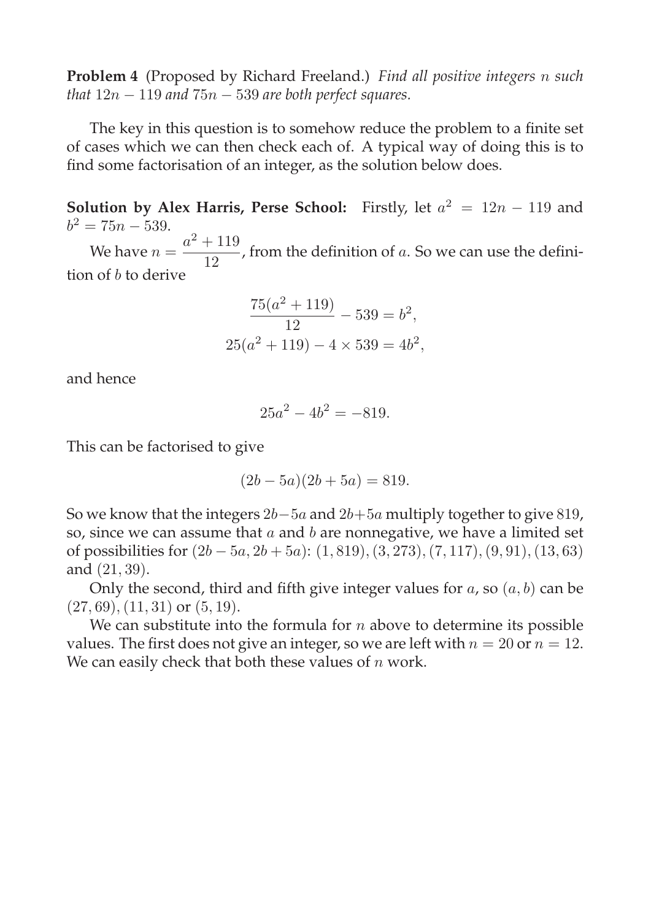**Problem 4** (Proposed by Richard Freeland.) *Find all positive integers $n$ such that $12n - 119$ and $75n - 539$ are both perfect squares.*

The key in this question is to somehow reduce the problem to a finite set of cases which we can then check each of. A typical way of doing this is to find some factorisation of an integer, as the solution below does.

**Solution by Alex Harris, Perse School:** Firstly, let $a^2 = 12n - 119$ and $b^2 = 75n - 539$.

We have $n = \dfrac{a^2 + 119}{12}$, from the definition of $a$. So we can use the definition of $b$ to derive

$$\frac{75(a^2 + 119)}{12} - 539 = b^2,$$
$$25(a^2 + 119) - 4 \times 539 = 4b^2,$$

and hence

$$25a^2 - 4b^2 = -819.$$

This can be factorised to give

$$(2b - 5a)(2b + 5a) = 819.$$

So we know that the integers $2b - 5a$ and $2b + 5a$ multiply together to give $819$, so, since we can assume that $a$ and $b$ are nonnegative, we have a limited set of possibilities for $(2b - 5a, 2b + 5a)$: $(1, 819), (3, 273), (7, 117), (9, 91), (13, 63)$ and $(21, 39)$.

Only the second, third and fifth give integer values for $a$, so $(a, b)$ can be $(27, 69), (11, 31)$ or $(5, 19)$.

We can substitute into the formula for $n$ above to determine its possible values. The first does not give an integer, so we are left with $n = 20$ or $n = 12$. We can easily check that both these values of $n$ work.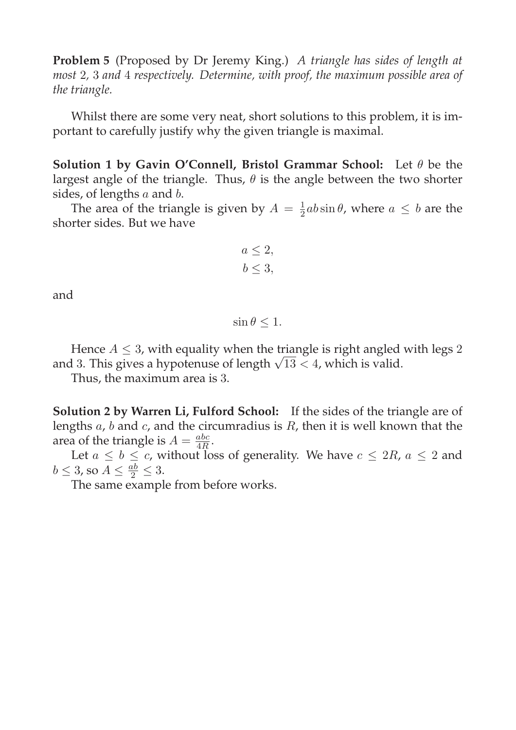**Problem 5** (Proposed by Dr Jeremy King.) *A triangle has sides of length at most* 2*,* 3 *and* 4 *respectively. Determine, with proof, the maximum possible area of the triangle.*

Whilst there are some very neat, short solutions to this problem, it is important to carefully justify why the given triangle is maximal.

**Solution 1 by Gavin O'Connell, Bristol Grammar School:** Let $\theta$ be the largest angle of the triangle. Thus, $\theta$ is the angle between the two shorter sides, of lengths $a$ and $b$.

The area of the triangle is given by $A = \frac{1}{2}ab\sin\theta$, where $a \leq b$ are the shorter sides. But we have

$$a \leq 2,$$
$$b \leq 3,$$

and

$$\sin\theta \leq 1.$$

Hence $A \leq 3$, with equality when the triangle is right angled with legs 2 and 3. This gives a hypotenuse of length $\sqrt{13} < 4$, which is valid.

Thus, the maximum area is 3.

**Solution 2 by Warren Li, Fulford School:** If the sides of the triangle are of lengths $a$, $b$ and $c$, and the circumradius is $R$, then it is well known that the area of the triangle is $A = \frac{abc}{4R}$.

Let $a \leq b \leq c$, without loss of generality. We have $c \leq 2R$, $a \leq 2$ and $b \leq 3$, so $A \leq \frac{ab}{2} \leq 3$.

The same example from before works.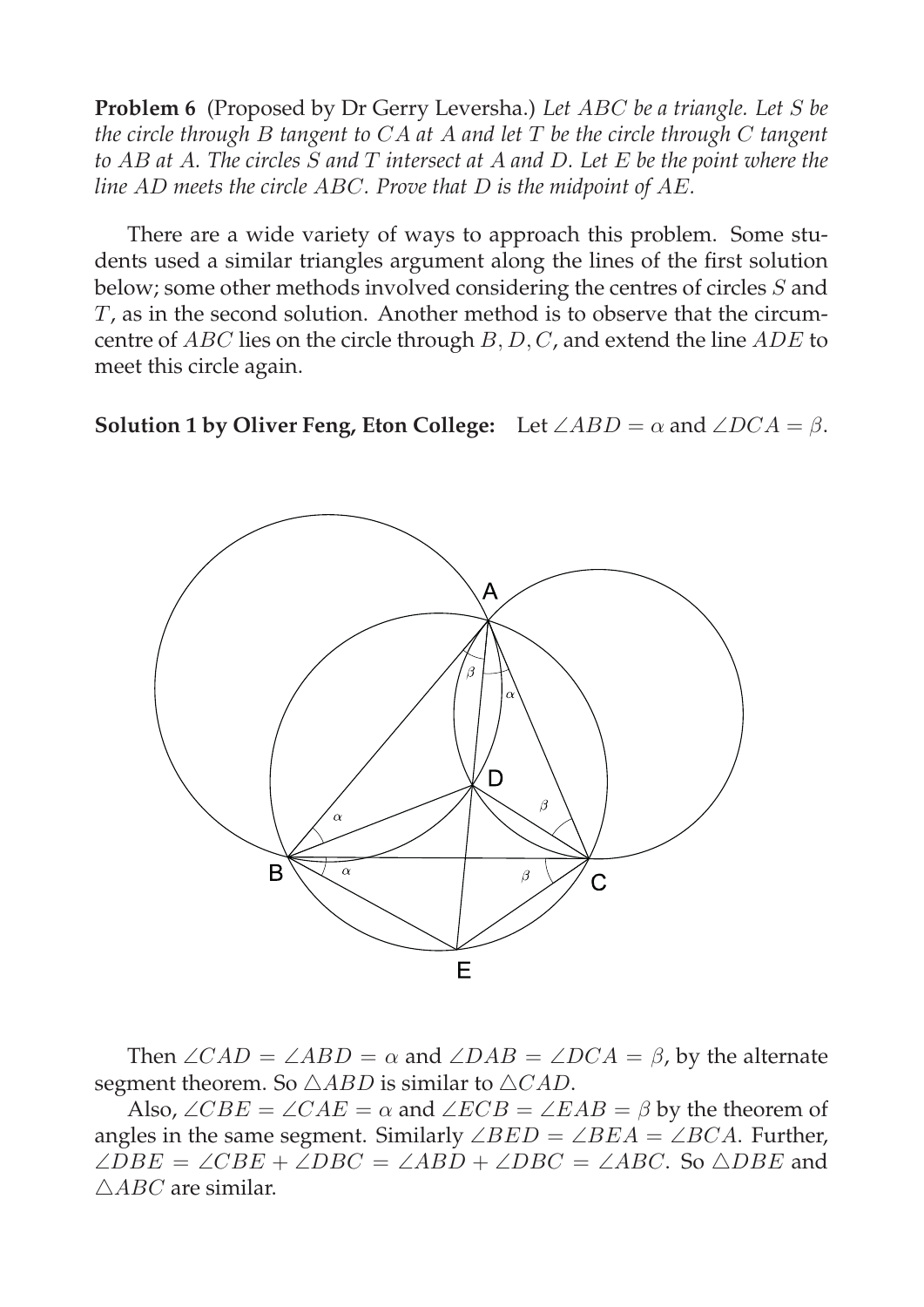**Problem 6** (Proposed by Dr Gerry Leversha.) *Let $ABC$ be a triangle. Let $S$ be the circle through $B$ tangent to $CA$ at $A$ and let $T$ be the circle through $C$ tangent to $AB$ at $A$. The circles $S$ and $T$ intersect at $A$ and $D$. Let $E$ be the point where the line $AD$ meets the circle $ABC$. Prove that $D$ is the midpoint of $AE$.*

There are a wide variety of ways to approach this problem. Some students used a similar triangles argument along the lines of the first solution below; some other methods involved considering the centres of circles $S$ and $T$, as in the second solution. Another method is to observe that the circumcentre of $ABC$ lies on the circle through $B, D, C$, and extend the line $ADE$ to meet this circle again.

**Solution 1 by Oliver Feng, Eton College:** Let $\angle ABD = \alpha$ and $\angle DCA = \beta$.

Then $\angle CAD = \angle ABD = \alpha$ and $\angle DAB = \angle DCA = \beta$, by the alternate segment theorem. So $\triangle ABD$ is similar to $\triangle CAD$.

Also, $\angle CBE = \angle CAE = \alpha$ and $\angle ECB = \angle EAB = \beta$ by the theorem of angles in the same segment. Similarly $\angle BED = \angle BEA = \angle BCA$. Further, $\angle DBE = \angle CBE + \angle DBC = \angle ABD + \angle DBC = \angle ABC$. So $\triangle DBE$ and $\triangle ABC$ are similar.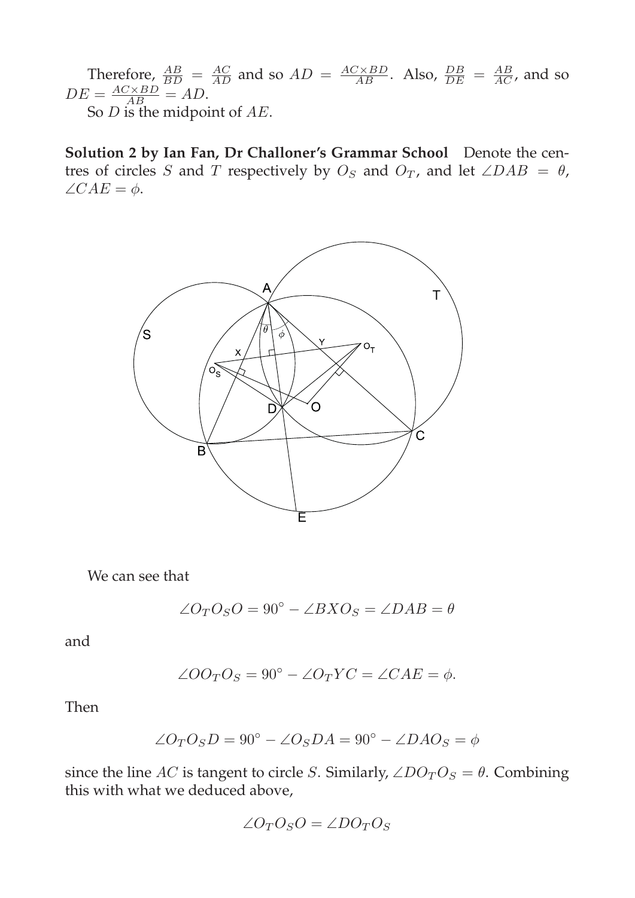Therefore, $\frac{AB}{BD} = \frac{AC}{AD}$ and so $AD = \frac{AC \times BD}{AB}$. Also, $\frac{DB}{DE} = \frac{AB}{AC}$, and so $DE = \frac{AC \times BD}{AB} = AD$.

So $D$ is the midpoint of $AE$.

**Solution 2 by Ian Fan, Dr Challoner's Grammar School** Denote the centres of circles $S$ and $T$ respectively by $O_S$ and $O_T$, and let $\angle DAB = \theta$, $\angle CAE = \phi$.

We can see that

$$\angle O_T O_S O = 90^\circ - \angle BXO_S = \angle DAB = \theta$$

and

$$\angle OO_T O_S = 90^\circ - \angle O_T YC = \angle CAE = \phi.$$

Then

$$\angle O_T O_S D = 90^\circ - \angle O_S DA = 90^\circ - \angle DAO_S = \phi$$

since the line $AC$ is tangent to circle $S$. Similarly, $\angle DO_T O_S = \theta$. Combining this with what we deduced above,

$$\angle O_T O_S O = \angle DO_T O_S$$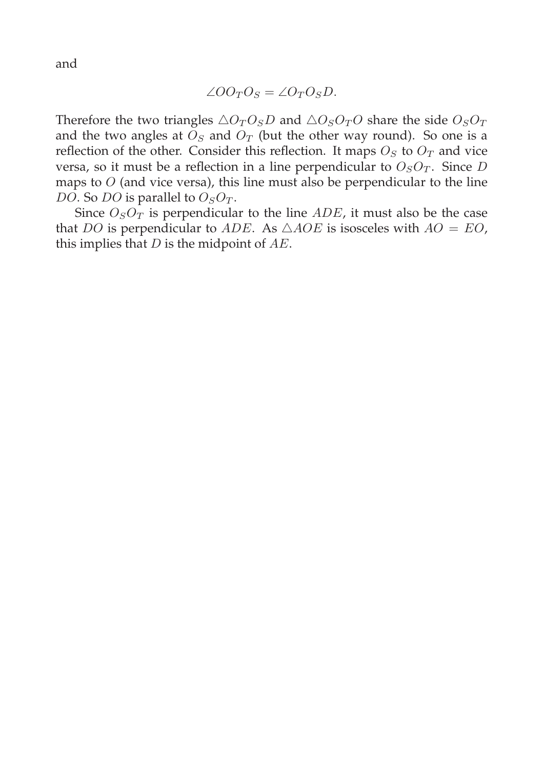and

$$\angle OO_TO_S = \angle O_TO_SD.$$

Therefore the two triangles $\triangle O_TO_SD$ and $\triangle O_SO_TO$ share the side $O_SO_T$ and the two angles at $O_S$ and $O_T$ (but the other way round). So one is a reflection of the other. Consider this reflection. It maps $O_S$ to $O_T$ and vice versa, so it must be a reflection in a line perpendicular to $O_SO_T$. Since $D$ maps to $O$ (and vice versa), this line must also be perpendicular to the line $DO$. So $DO$ is parallel to $O_SO_T$.

Since $O_SO_T$ is perpendicular to the line $ADE$, it must also be the case that $DO$ is perpendicular to $ADE$. As $\triangle AOE$ is isosceles with $AO = EO$, this implies that $D$ is the midpoint of $AE$.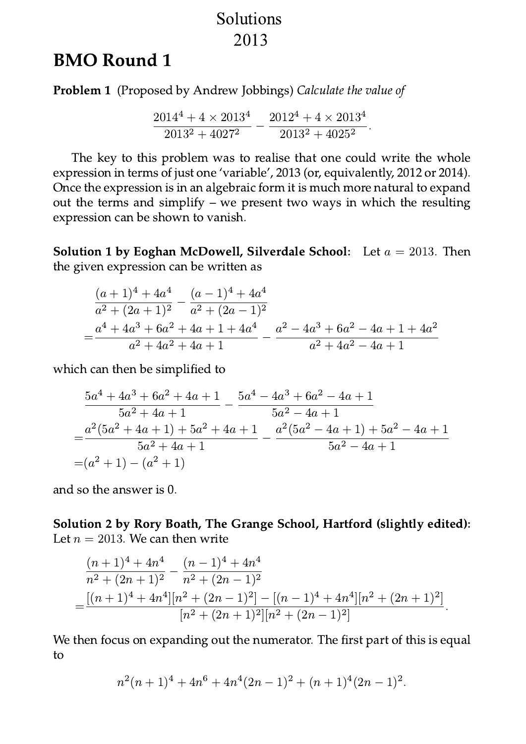# Solutions 2013

## BMO Round 1

**Problem 1** (Proposed by Andrew Jobbings) *Calculate the value of*

$$\frac{2014^4 + 4 \times 2013^4}{2013^2 + 4027^2} - \frac{2012^4 + 4 \times 2013^4}{2013^2 + 4025^2}.$$

The key to this problem was to realise that one could write the whole expression in terms of just one 'variable', 2013 (or, equivalently, 2012 or 2014). Once the expression is in an algebraic form it is much more natural to expand out the terms and simplify – we present two ways in which the resulting expression can be shown to vanish.

**Solution 1 by Eoghan McDowell, Silverdale School:** Let $a = 2013$. Then the given expression can be written as

$$\begin{aligned}
&\frac{(a+1)^4 + 4a^4}{a^2 + (2a+1)^2} - \frac{(a-1)^4 + 4a^4}{a^2 + (2a-1)^2} \\
=&\frac{a^4 + 4a^3 + 6a^2 + 4a + 1 + 4a^4}{a^2 + 4a^2 + 4a + 1} - \frac{a^2 - 4a^3 + 6a^2 - 4a + 1 + 4a^2}{a^2 + 4a^2 - 4a + 1}
\end{aligned}$$

which can then be simplified to

$$\begin{aligned}
&\frac{5a^4 + 4a^3 + 6a^2 + 4a + 1}{5a^2 + 4a + 1} - \frac{5a^4 - 4a^3 + 6a^2 - 4a + 1}{5a^2 - 4a + 1} \\
=&\frac{a^2(5a^2 + 4a + 1) + 5a^2 + 4a + 1}{5a^2 + 4a + 1} - \frac{a^2(5a^2 - 4a + 1) + 5a^2 - 4a + 1}{5a^2 - 4a + 1} \\
=&(a^2 + 1) - (a^2 + 1)
\end{aligned}$$

and so the answer is 0.

**Solution 2 by Rory Boath, The Grange School, Hartford (slightly edited):** Let $n = 2013$. We can then write

$$\begin{aligned}
&\frac{(n+1)^4 + 4n^4}{n^2 + (2n+1)^2} - \frac{(n-1)^4 + 4n^4}{n^2 + (2n-1)^2} \\
=&\frac{[(n+1)^4 + 4n^4][n^2 + (2n-1)^2] - [(n-1)^4 + 4n^4][n^2 + (2n+1)^2]}{[n^2 + (2n+1)^2][n^2 + (2n-1)^2]}.
\end{aligned}$$

We then focus on expanding out the numerator. The first part of this is equal to

$$n^2(n+1)^4 + 4n^6 + 4n^4(2n-1)^2 + (n+1)^4(2n-1)^2.$$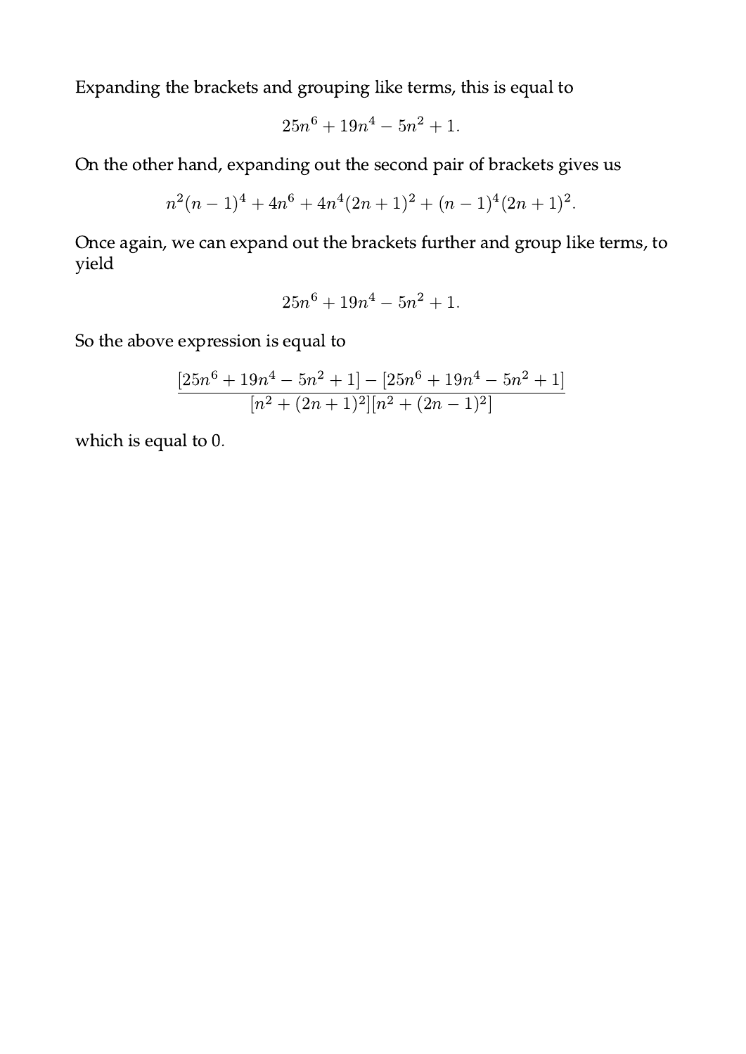Expanding the brackets and grouping like terms, this is equal to

$$25n^6 + 19n^4 - 5n^2 + 1.$$

On the other hand, expanding out the second pair of brackets gives us

$$n^2(n-1)^4 + 4n^6 + 4n^4(2n+1)^2 + (n-1)^4(2n+1)^2.$$

Once again, we can expand out the brackets further and group like terms, to yield

$$25n^6 + 19n^4 - 5n^2 + 1.$$

So the above expression is equal to

$$\frac{[25n^6 + 19n^4 - 5n^2 + 1] - [25n^6 + 19n^4 - 5n^2 + 1]}{[n^2 + (2n+1)^2][n^2 + (2n-1)^2]}$$

which is equal to 0.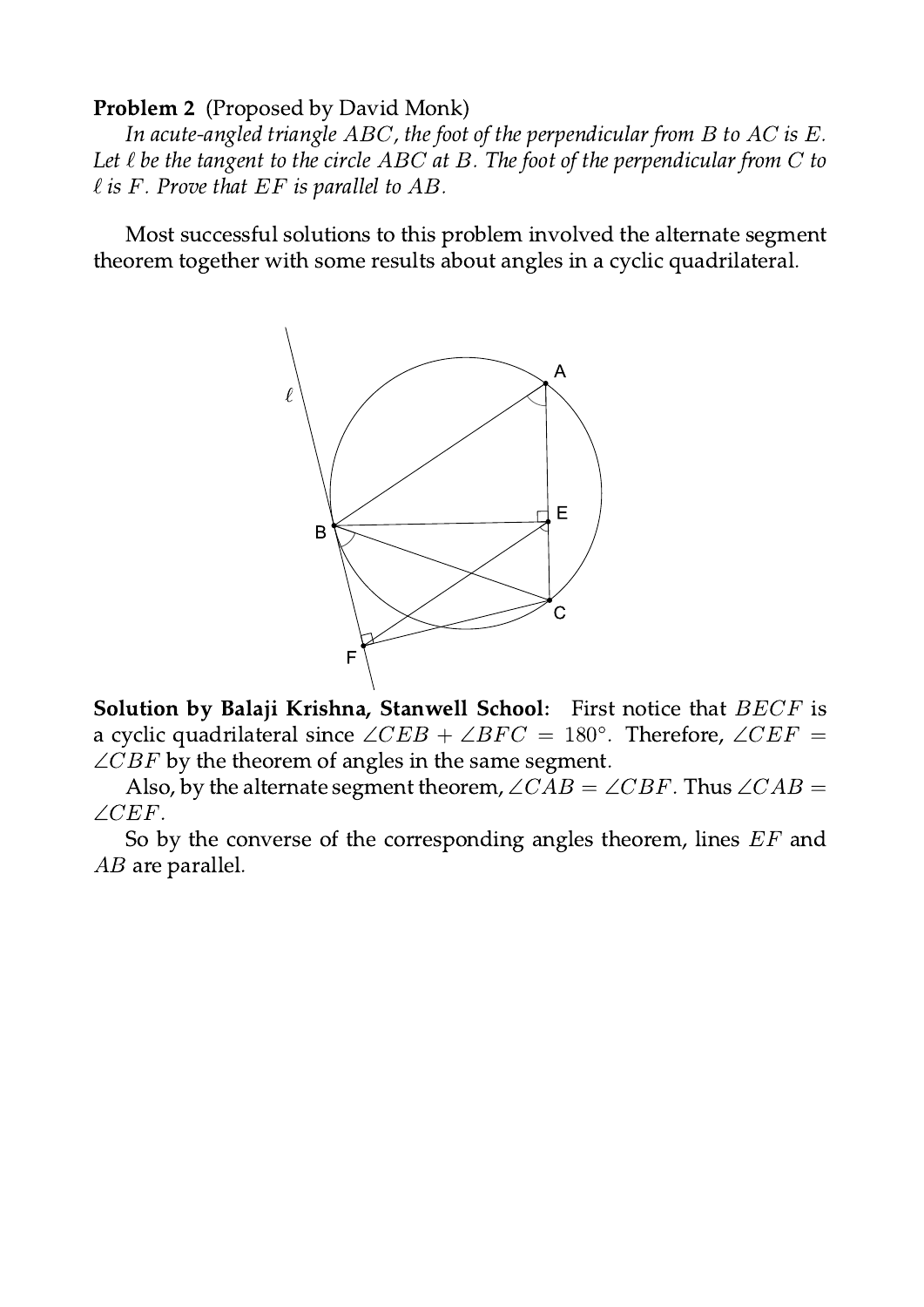**Problem 2** (Proposed by David Monk)

*In acute-angled triangle $ABC$, the foot of the perpendicular from $B$ to $AC$ is $E$. Let $\ell$ be the tangent to the circle $ABC$ at $B$. The foot of the perpendicular from $C$ to $\ell$ is $F$. Prove that $EF$ is parallel to $AB$.*

Most successful solutions to this problem involved the alternate segment theorem together with some results about angles in a cyclic quadrilateral.

**Solution by Balaji Krishna, Stanwell School:** First notice that $BECF$ is a cyclic quadrilateral since $\angle CEB + \angle BFC = 180°$. Therefore, $\angle CEF = \angle CBF$ by the theorem of angles in the same segment.

Also, by the alternate segment theorem, $\angle CAB = \angle CBF$. Thus $\angle CAB = \angle CEF$.

So by the converse of the corresponding angles theorem, lines $EF$ and $AB$ are parallel.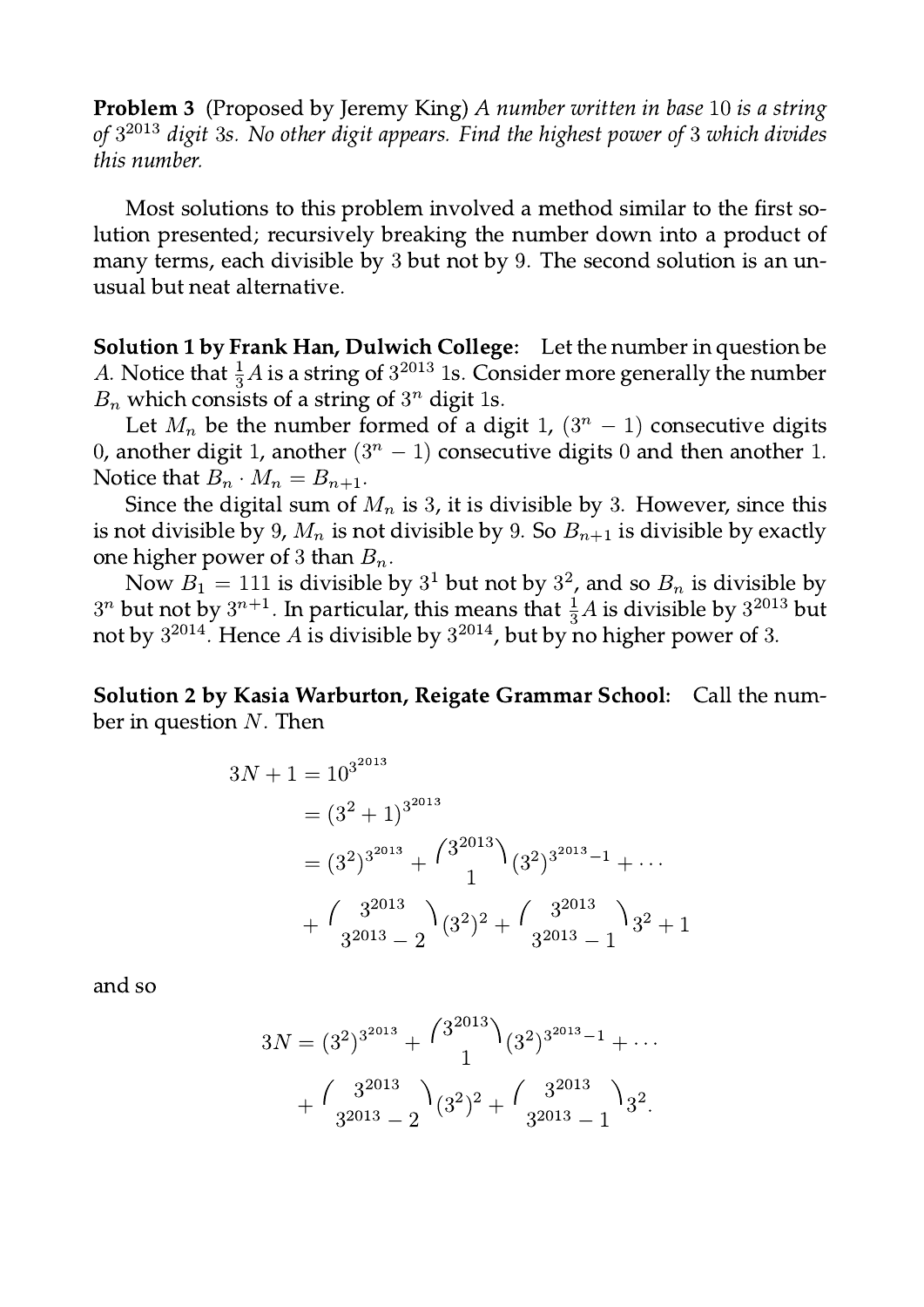**Problem 3** (Proposed by Jeremy King) *A number written in base 10 is a string of $3^{2013}$ digit 3s. No other digit appears. Find the highest power of 3 which divides this number.*

Most solutions to this problem involved a method similar to the first solution presented; recursively breaking the number down into a product of many terms, each divisible by 3 but not by 9. The second solution is an unusual but neat alternative.

**Solution 1 by Frank Han, Dulwich College:** Let the number in question be $A$. Notice that $\frac{1}{3}A$ is a string of $3^{2013}$ 1s. Consider more generally the number $B_n$ which consists of a string of $3^n$ digit 1s.

Let $M_n$ be the number formed of a digit 1, $(3^n - 1)$ consecutive digits 0, another digit 1, another $(3^n - 1)$ consecutive digits 0 and then another 1. Notice that $B_n \cdot M_n = B_{n+1}$.

Since the digital sum of $M_n$ is 3, it is divisible by 3. However, since this is not divisible by 9, $M_n$ is not divisible by 9. So $B_{n+1}$ is divisible by exactly one higher power of 3 than $B_n$.

Now $B_1 = 111$ is divisible by $3^1$ but not by $3^2$, and so $B_n$ is divisible by $3^n$ but not by $3^{n+1}$. In particular, this means that $\frac{1}{3}A$ is divisible by $3^{2013}$ but not by $3^{2014}$. Hence $A$ is divisible by $3^{2014}$, but by no higher power of 3.

**Solution 2 by Kasia Warburton, Reigate Grammar School:** Call the number in question $N$. Then

$$\begin{aligned}
3N + 1 &= 10^{3^{2013}} \\
&= (3^2 + 1)^{3^{2013}} \\
&= (3^2)^{3^{2013}} + \binom{3^{2013}}{1}(3^2)^{3^{2013}-1} + \cdots \\
&\quad + \binom{3^{2013}}{3^{2013}-2}(3^2)^2 + \binom{3^{2013}}{3^{2013}-1}3^2 + 1
\end{aligned}$$

and so

$$\begin{aligned}
3N = (3^2)^{3^{2013}} + \binom{3^{2013}}{1}(3^2)^{3^{2013}-1} + \cdots \\
+ \binom{3^{2013}}{3^{2013}-2}(3^2)^2 + \binom{3^{2013}}{3^{2013}-1}3^2.
\end{aligned}$$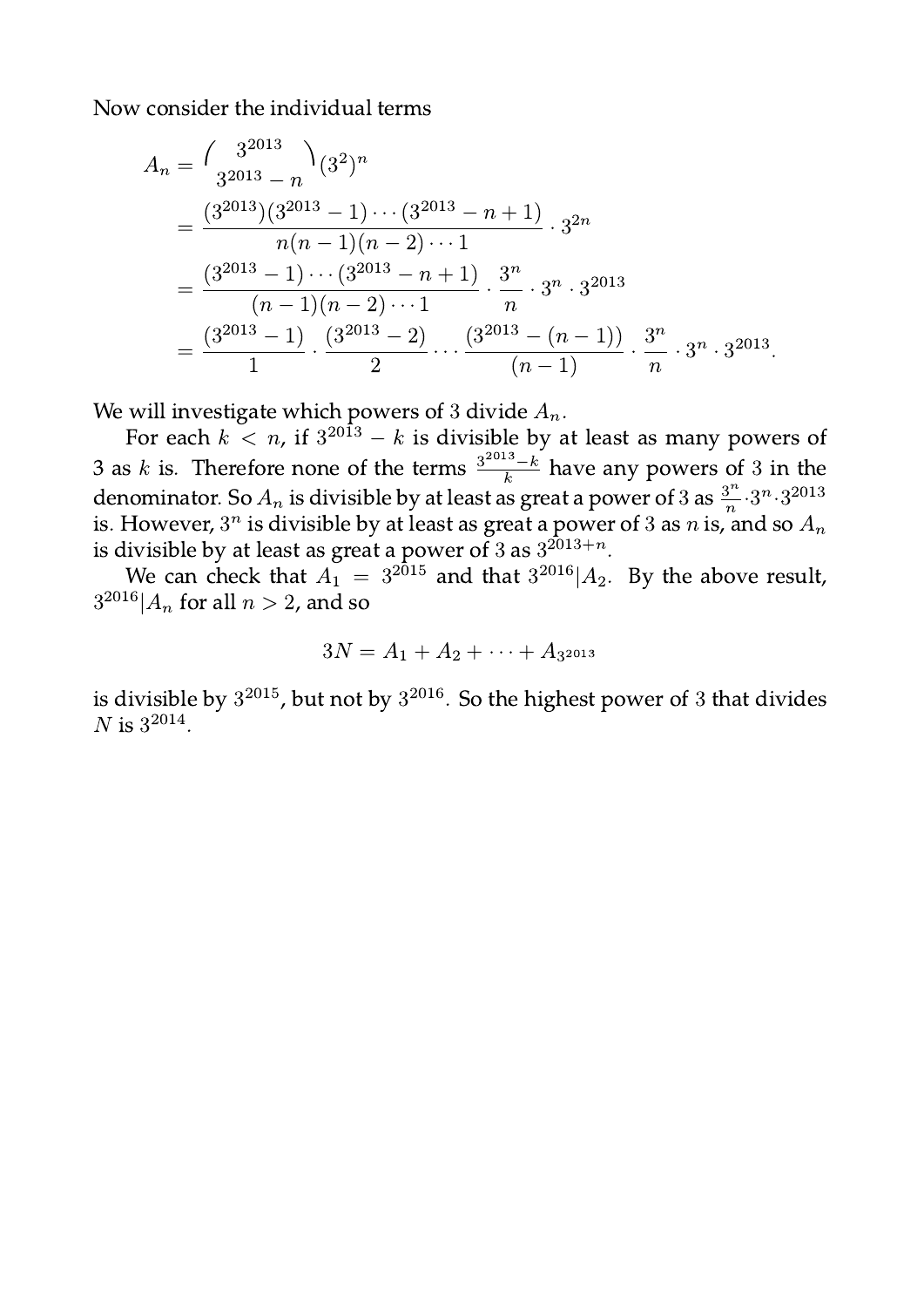Now consider the individual terms

$$
\begin{aligned}
A_n &= \binom{3^{2013}}{3^{2013}-n}(3^2)^n \\
&= \frac{(3^{2013})(3^{2013}-1)\cdots(3^{2013}-n+1)}{n(n-1)(n-2)\cdots 1}\cdot 3^{2n} \\
&= \frac{(3^{2013}-1)\cdots(3^{2013}-n+1)}{(n-1)(n-2)\cdots 1}\cdot\frac{3^n}{n}\cdot 3^n\cdot 3^{2013} \\
&= \frac{(3^{2013}-1)}{1}\cdot\frac{(3^{2013}-2)}{2}\cdots\frac{(3^{2013}-(n-1))}{(n-1)}\cdot\frac{3^n}{n}\cdot 3^n\cdot 3^{2013}.
\end{aligned}
$$

We will investigate which powers of 3 divide $A_n$.

For each $k < n$, if $3^{2013}-k$ is divisible by at least as many powers of 3 as $k$ is. Therefore none of the terms $\frac{3^{2013}-k}{k}$ have any powers of 3 in the denominator. So $A_n$ is divisible by at least as great a power of 3 as $\frac{3^n}{n}\cdot 3^n\cdot 3^{2013}$ is. However, $3^n$ is divisible by at least as great a power of 3 as $n$ is, and so $A_n$ is divisible by at least as great a power of 3 as $3^{2013+n}$.

We can check that $A_1 = 3^{2015}$ and that $3^{2016}|A_2$. By the above result, $3^{2016}|A_n$ for all $n > 2$, and so

$$3N = A_1 + A_2 + \cdots + A_{3^{2013}}$$

is divisible by $3^{2015}$, but not by $3^{2016}$. So the highest power of 3 that divides $N$ is $3^{2014}$.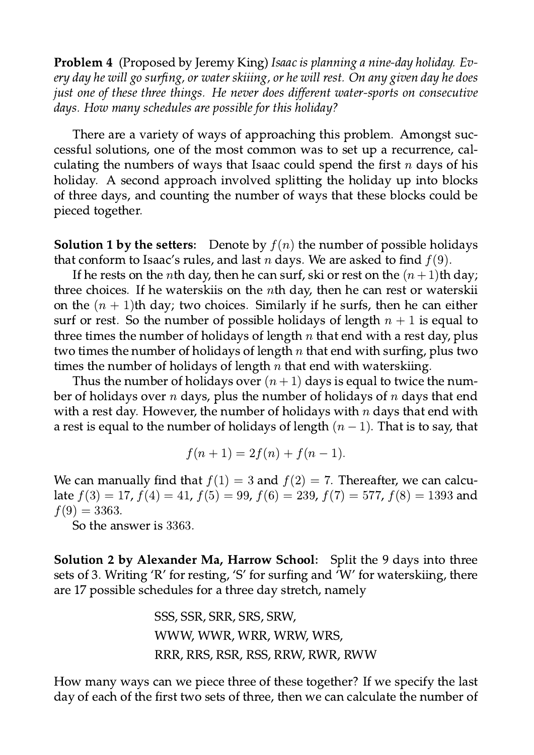**Problem 4** (Proposed by Jeremy King) *Isaac is planning a nine-day holiday. Every day he will go surfing, or water skiiing, or he will rest. On any given day he does just one of these three things. He never does different water-sports on consecutive days. How many schedules are possible for this holiday?*

There are a variety of ways of approaching this problem. Amongst successful solutions, one of the most common was to set up a recurrence, calculating the numbers of ways that Isaac could spend the first $n$ days of his holiday. A second approach involved splitting the holiday up into blocks of three days, and counting the number of ways that these blocks could be pieced together.

**Solution 1 by the setters:** Denote by $f(n)$ the number of possible holidays that conform to Isaac's rules, and last $n$ days. We are asked to find $f(9)$.

If he rests on the $n$th day, then he can surf, ski or rest on the $(n+1)$th day; three choices. If he waterskiis on the $n$th day, then he can rest or waterskii on the $(n+1)$th day; two choices. Similarly if he surfs, then he can either surf or rest. So the number of possible holidays of length $n+1$ is equal to three times the number of holidays of length $n$ that end with a rest day, plus two times the number of holidays of length $n$ that end with surfing, plus two times the number of holidays of length $n$ that end with waterskiing.

Thus the number of holidays over $(n+1)$ days is equal to twice the number of holidays over $n$ days, plus the number of holidays of $n$ days that end with a rest day. However, the number of holidays with $n$ days that end with a rest is equal to the number of holidays of length $(n-1)$. That is to say, that

$$f(n+1) = 2f(n) + f(n-1).$$

We can manually find that $f(1) = 3$ and $f(2) = 7$. Thereafter, we can calculate $f(3) = 17$, $f(4) = 41$, $f(5) = 99$, $f(6) = 239$, $f(7) = 577$, $f(8) = 1393$ and $f(9) = 3363$.

So the answer is $3363$.

**Solution 2 by Alexander Ma, Harrow School:** Split the 9 days into three sets of 3. Writing 'R' for resting, 'S' for surfing and 'W' for waterskiing, there are 17 possible schedules for a three day stretch, namely

SSS, SSR, SRR, SRS, SRW,
WWW, WWR, WRR, WRW, WRS,
RRR, RRS, RSR, RSS, RRW, RWR, RWW

How many ways can we piece three of these together? If we specify the last day of each of the first two sets of three, then we can calculate the number of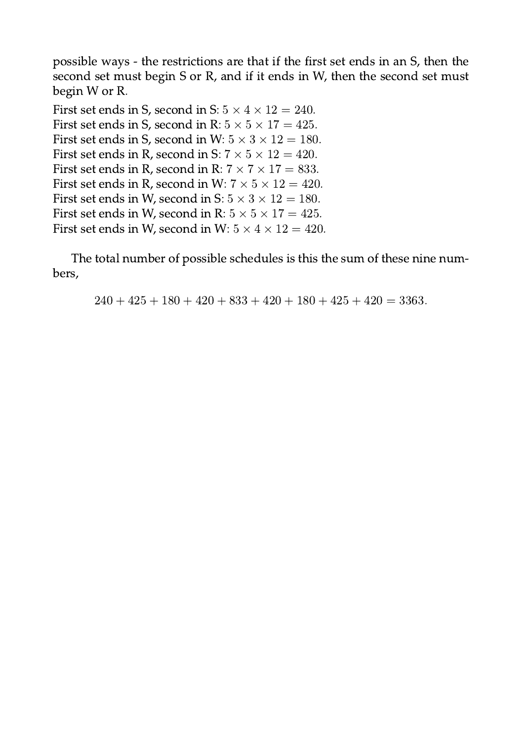possible ways - the restrictions are that if the first set ends in an S, then the second set must begin S or R, and if it ends in W, then the second set must begin W or R.

First set ends in S, second in S: $5 \times 4 \times 12 = 240$.
First set ends in S, second in R: $5 \times 5 \times 17 = 425$.
First set ends in S, second in W: $5 \times 3 \times 12 = 180$.
First set ends in R, second in S: $7 \times 5 \times 12 = 420$.
First set ends in R, second in R: $7 \times 7 \times 17 = 833$.
First set ends in R, second in W: $7 \times 5 \times 12 = 420$.
First set ends in W, second in S: $5 \times 3 \times 12 = 180$.
First set ends in W, second in R: $5 \times 5 \times 17 = 425$.
First set ends in W, second in W: $5 \times 4 \times 12 = 420$.

The total number of possible schedules is this the sum of these nine numbers,

$$240 + 425 + 180 + 420 + 833 + 420 + 180 + 425 + 420 = 3363.$$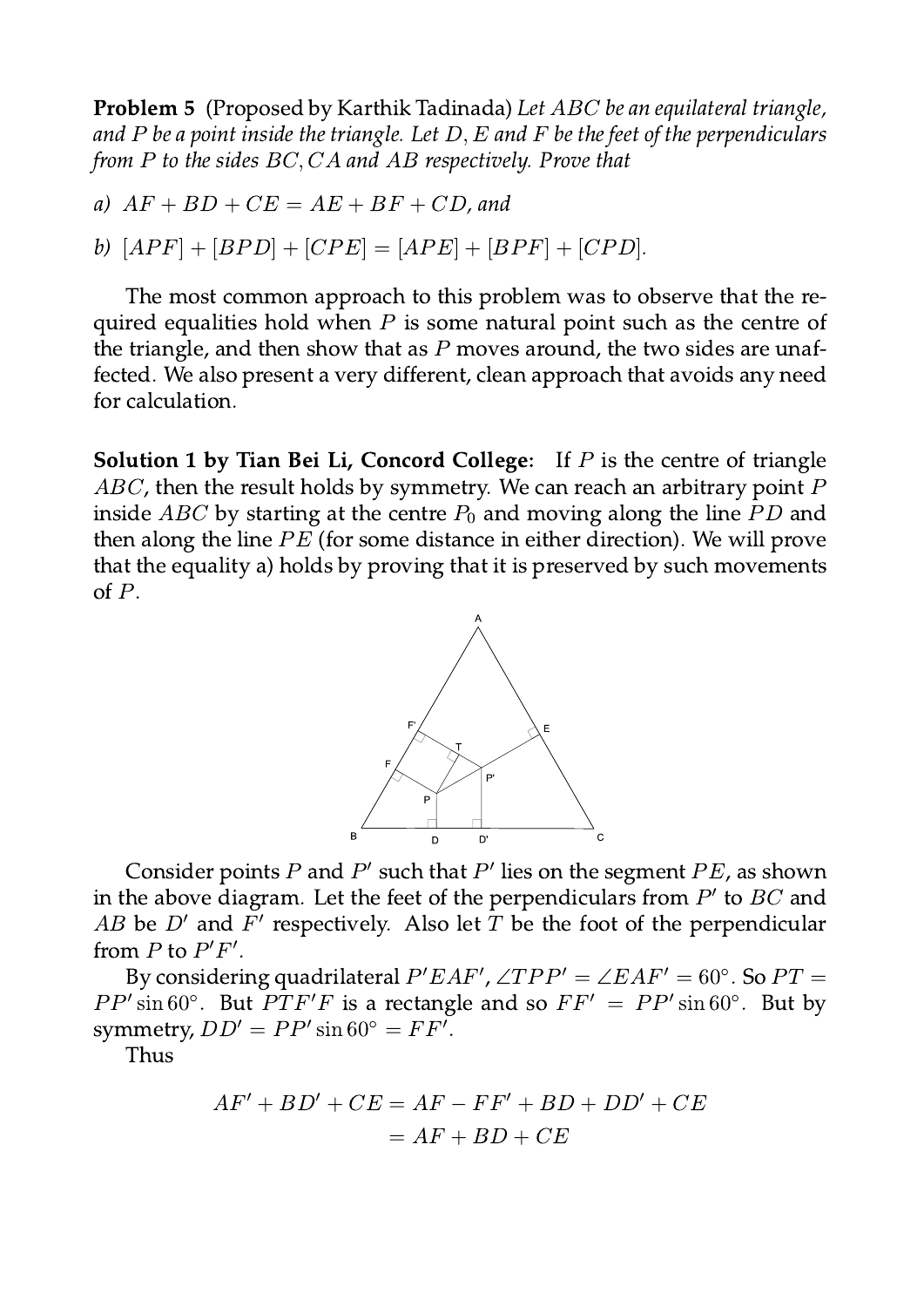**Problem 5** (Proposed by Karthik Tadinada) *Let $ABC$ be an equilateral triangle, and $P$ be a point inside the triangle. Let $D, E$ and $F$ be the feet of the perpendiculars from $P$ to the sides $BC, CA$ and $AB$ respectively. Prove that*

*a) $AF + BD + CE = AE + BF + CD$, and*

*b) $[APF] + [BPD] + [CPE] = [APE] + [BPF] + [CPD]$.*

The most common approach to this problem was to observe that the required equalities hold when $P$ is some natural point such as the centre of the triangle, and then show that as $P$ moves around, the two sides are unaffected. We also present a very different, clean approach that avoids any need for calculation.

**Solution 1 by Tian Bei Li, Concord College:** If $P$ is the centre of triangle $ABC$, then the result holds by symmetry. We can reach an arbitrary point $P$ inside $ABC$ by starting at the centre $P_0$ and moving along the line $PD$ and then along the line $PE$ (for some distance in either direction). We will prove that the equality a) holds by proving that it is preserved by such movements of $P$.

Consider points $P$ and $P'$ such that $P'$ lies on the segment $PE$, as shown in the above diagram. Let the feet of the perpendiculars from $P'$ to $BC$ and $AB$ be $D'$ and $F'$ respectively. Also let $T$ be the foot of the perpendicular from $P$ to $P'F'$.

By considering quadrilateral $P'EAF'$, $\angle TPP' = \angle EAF' = 60°$. So $PT = PP' \sin 60°$. But $PTF'F$ is a rectangle and so $FF' = PP' \sin 60°$. But by symmetry, $DD' = PP' \sin 60° = FF'$.

Thus

$$
\begin{aligned}
AF' + BD' + CE &= AF - FF' + BD + DD' + CE \\
&= AF + BD + CE
\end{aligned}
$$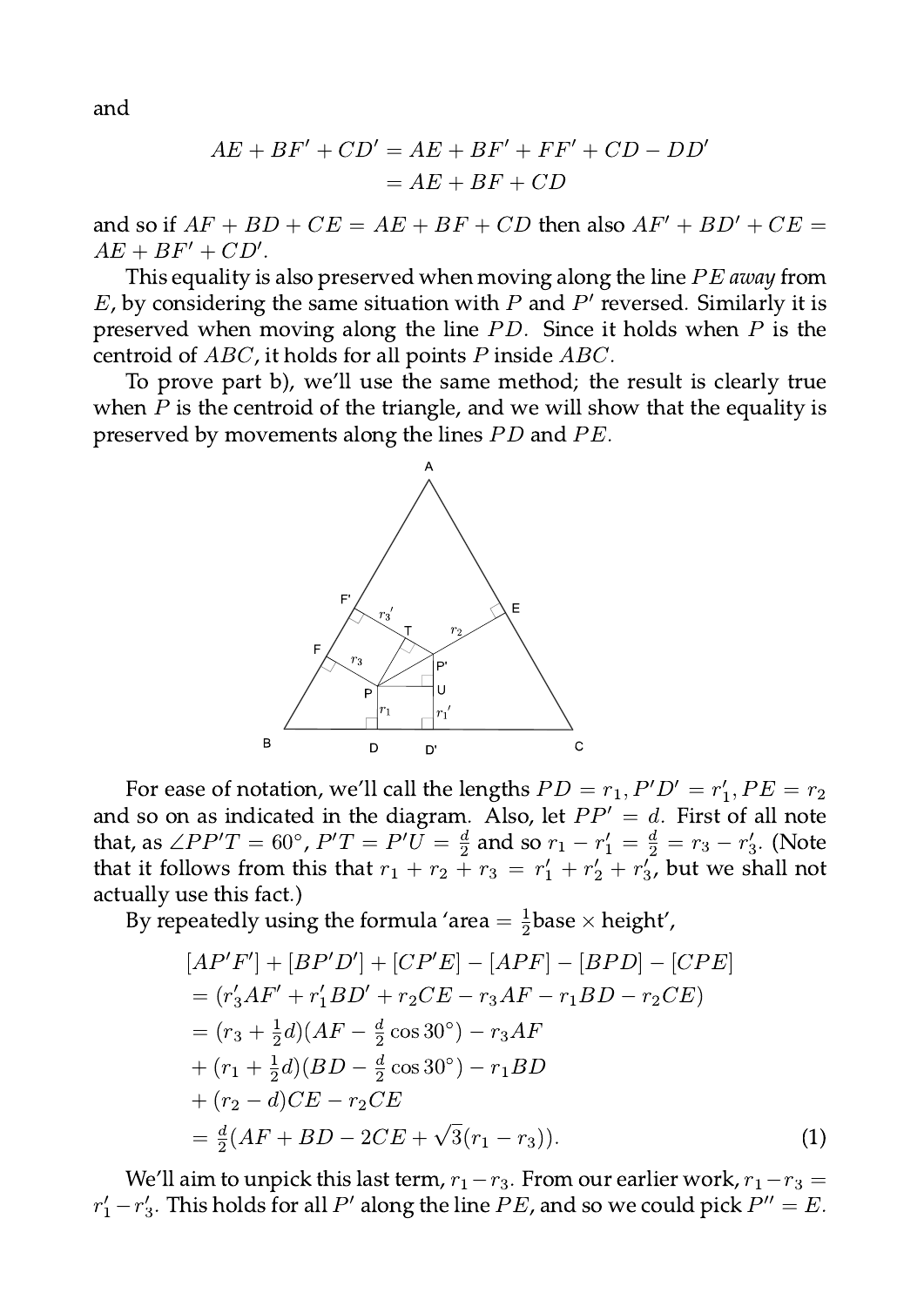and

$$AE + BF' + CD' = AE + BF' + FF' + CD - DD'$$
$$= AE + BF + CD$$

and so if $AF + BD + CE = AE + BF + CD$ then also $AF' + BD' + CE = AE + BF' + CD'$.

This equality is also preserved when moving along the line $PE$ *away* from $E$, by considering the same situation with $P$ and $P'$ reversed. Similarly it is preserved when moving along the line $PD$. Since it holds when $P$ is the centroid of $ABC$, it holds for all points $P$ inside $ABC$.

To prove part b), we'll use the same method; the result is clearly true when $P$ is the centroid of the triangle, and we will show that the equality is preserved by movements along the lines $PD$ and $PE$.

For ease of notation, we'll call the lengths $PD = r_1, P'D' = r_1', PE = r_2$ and so on as indicated in the diagram. Also, let $PP' = d$. First of all note that, as $\angle PP'T = 60°$, $P'T = P'U = \frac{d}{2}$ and so $r_1 - r_1' = \frac{d}{2} = r_3 - r_3'$. (Note that it follows from this that $r_1 + r_2 + r_3 = r_1' + r_2' + r_3'$, but we shall not actually use this fact.)

By repeatedly using the formula 'area $= \frac{1}{2}$base $\times$ height',

$$\begin{aligned}
&[AP'F'] + [BP'D'] + [CP'E] - [APF] - [BPD] - [CPE] \\
&= (r_3' AF' + r_1' BD' + r_2 CE - r_3 AF - r_1 BD - r_2 CE) \\
&= (r_3 + \tfrac{1}{2}d)(AF - \tfrac{d}{2}\cos 30°) - r_3 AF \\
&+ (r_1 + \tfrac{1}{2}d)(BD - \tfrac{d}{2}\cos 30°) - r_1 BD \\
&+ (r_2 - d)CE - r_2 CE \\
&= \tfrac{d}{2}(AF + BD - 2CE + \sqrt{3}(r_1 - r_3)). \qquad (1)
\end{aligned}$$

We'll aim to unpick this last term, $r_1 - r_3$. From our earlier work, $r_1 - r_3 = r_1' - r_3'$. This holds for all $P'$ along the line $PE$, and so we could pick $P'' = E$.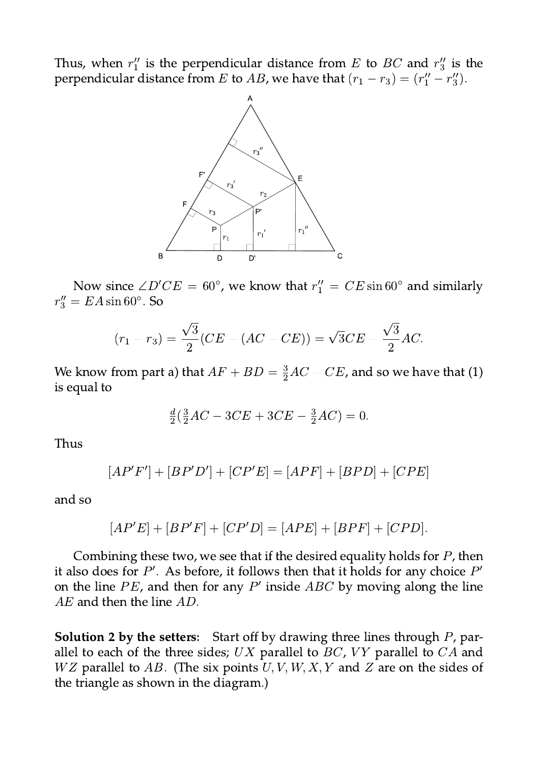Thus, when $r_1''$ is the perpendicular distance from $E$ to $BC$ and $r_3''$ is the perpendicular distance from $E$ to $AB$, we have that $(r_1 - r_3) = (r_1'' - r_3'')$.

Now since $\angle D'CE = 60°$, we know that $r_1'' = CE \sin 60°$ and similarly $r_3'' = EA \sin 60°$. So

$$(r_1 - r_3) = \frac{\sqrt{3}}{2}(CE - (AC - CE)) = \sqrt{3}CE - \frac{\sqrt{3}}{2}AC.$$

We know from part a) that $AF + BD = \frac{3}{2}AC - CE$, and so we have that (1) is equal to

$$\tfrac{d}{2}(\tfrac{3}{2}AC - 3CE + 3CE - \tfrac{3}{2}AC) = 0.$$

Thus

$$[AP'F'] + [BP'D'] + [CP'E] = [APF] + [BPD] + [CPE]$$

and so

$$[AP'E] + [BP'F] + [CP'D] = [APE] + [BPF] + [CPD].$$

Combining these two, we see that if the desired equality holds for $P$, then it also does for $P'$. As before, it follows then that it holds for any choice $P'$ on the line $PE$, and then for any $P'$ inside $ABC$ by moving along the line $AE$ and then the line $AD$.

**Solution 2 by the setters:** Start off by drawing three lines through $P$, parallel to each of the three sides; $UX$ parallel to $BC$, $VY$ parallel to $CA$ and $WZ$ parallel to $AB$. (The six points $U, V, W, X, Y$ and $Z$ are on the sides of the triangle as shown in the diagram.)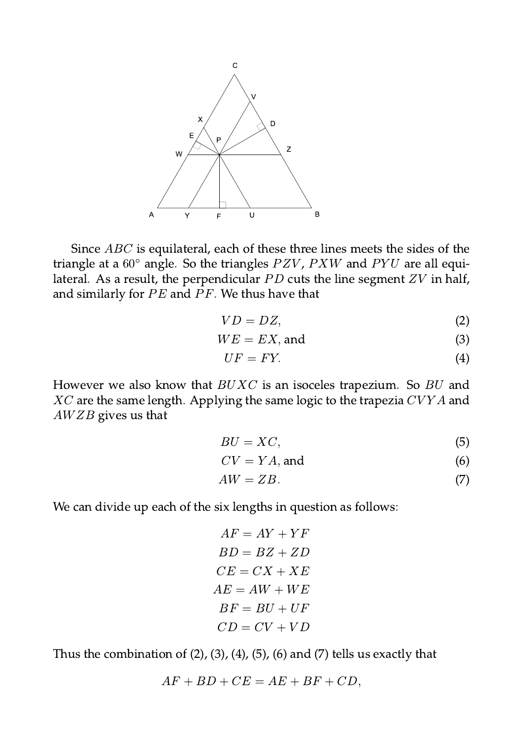Since $ABC$ is equilateral, each of these three lines meets the sides of the triangle at a $60°$ angle. So the triangles $PZV$, $PXW$ and $PYU$ are all equilateral. As a result, the perpendicular $PD$ cuts the line segment $ZV$ in half, and similarly for $PE$ and $PF$. We thus have that

$$VD = DZ, \tag{2}$$
$$WE = EX, \text{ and} \tag{3}$$
$$UF = FY. \tag{4}$$

However we also know that $BUXC$ is an isoceles trapezium. So $BU$ and $XC$ are the same length. Applying the same logic to the trapezia $CVYA$ and $AWZB$ gives us that

$$BU = XC, \tag{5}$$
$$CV = YA, \text{ and} \tag{6}$$
$$AW = ZB. \tag{7}$$

We can divide up each of the six lengths in question as follows:

$$AF = AY + YF$$
$$BD = BZ + ZD$$
$$CE = CX + XE$$
$$AE = AW + WE$$
$$BF = BU + UF$$
$$CD = CV + VD$$

Thus the combination of (2), (3), (4), (5), (6) and (7) tells us exactly that

$$AF + BD + CE = AE + BF + CD,$$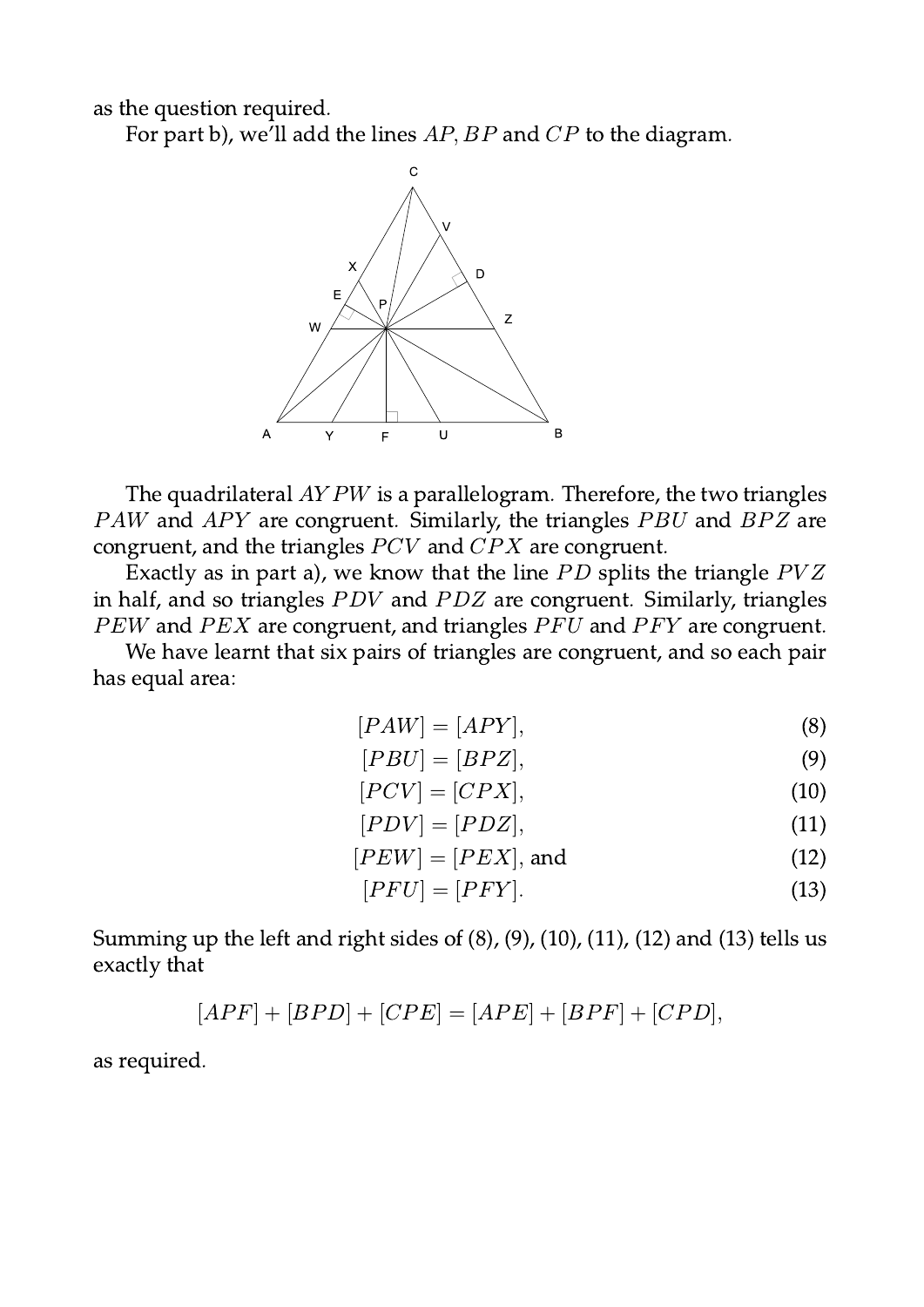as the question required.

For part b), we'll add the lines $AP$, $BP$ and $CP$ to the diagram.

The quadrilateral $AYPW$ is a parallelogram. Therefore, the two triangles $PAW$ and $APY$ are congruent. Similarly, the triangles $PBU$ and $BPZ$ are congruent, and the triangles $PCV$ and $CPX$ are congruent.

Exactly as in part a), we know that the line $PD$ splits the triangle $PVZ$ in half, and so triangles $PDV$ and $PDZ$ are congruent. Similarly, triangles $PEW$ and $PEX$ are congruent, and triangles $PFU$ and $PFY$ are congruent.

We have learnt that six pairs of triangles are congruent, and so each pair has equal area:

$$[PAW] = [APY], \tag{8}$$

$$[PBU] = [BPZ], \tag{9}$$

$$[PCV] = [CPX], \tag{10}$$

$$[PDV] = [PDZ], \tag{11}$$

$$[PEW] = [PEX], \text{ and} \tag{12}$$

$$[PFU] = [PFY]. \tag{13}$$

Summing up the left and right sides of (8), (9), (10), (11), (12) and (13) tells us exactly that

$$[APF] + [BPD] + [CPE] = [APE] + [BPF] + [CPD],$$

as required.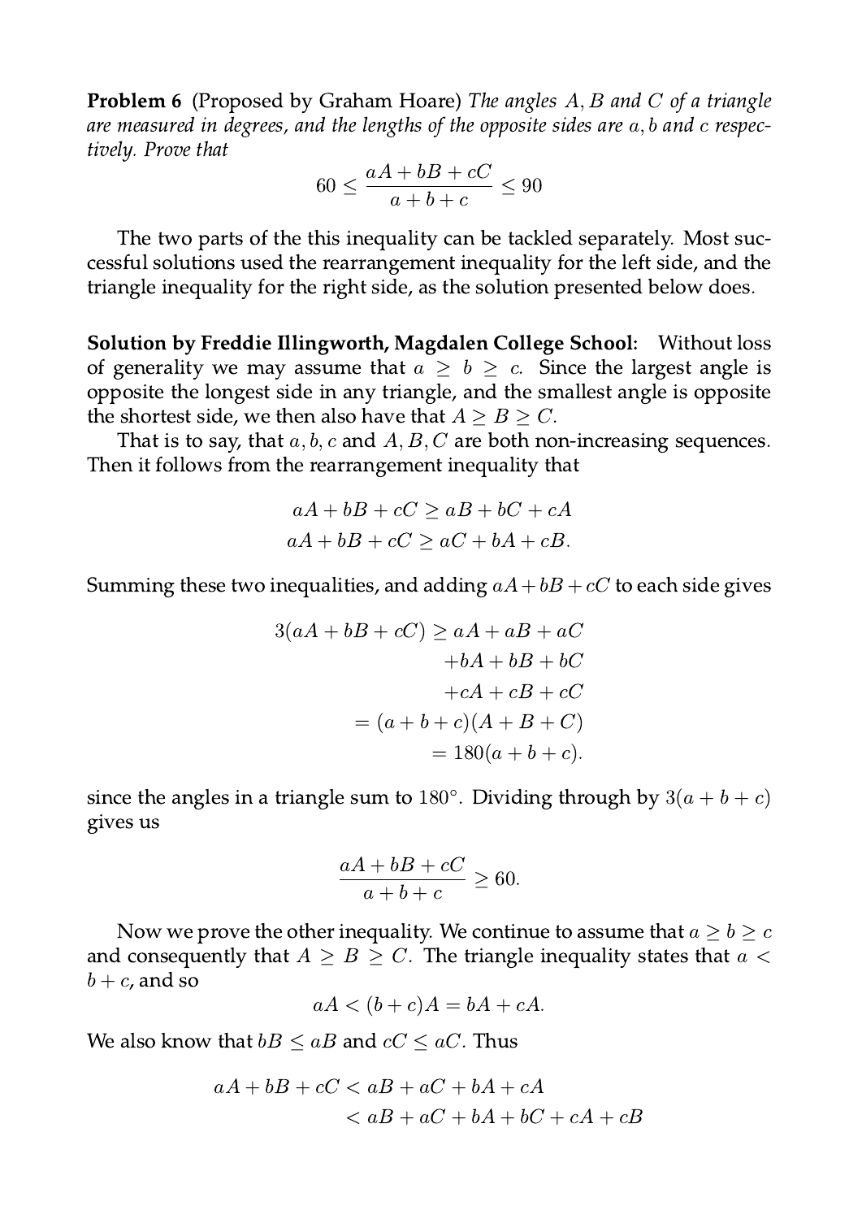**Problem 6** (Proposed by Graham Hoare) *The angles $A, B$ and $C$ of a triangle are measured in degrees, and the lengths of the opposite sides are $a, b$ and $c$ respectively. Prove that*

$$60 \leq \frac{aA + bB + cC}{a + b + c} \leq 90$$

The two parts of the this inequality can be tackled separately. Most successful solutions used the rearrangement inequality for the left side, and the triangle inequality for the right side, as the solution presented below does.

**Solution by Freddie Illingworth, Magdalen College School:** Without loss of generality we may assume that $a \geq b \geq c$. Since the largest angle is opposite the longest side in any triangle, and the smallest angle is opposite the shortest side, we then also have that $A \geq B \geq C$.

That is to say, that $a, b, c$ and $A, B, C$ are both non-increasing sequences. Then it follows from the rearrangement inequality that

$$\begin{aligned} aA + bB + cC &\geq aB + bC + cA \\ aA + bB + cC &\geq aC + bA + cB. \end{aligned}$$

Summing these two inequalities, and adding $aA + bB + cC$ to each side gives

$$\begin{aligned} 3(aA + bB + cC) &\geq aA + aB + aC \\ &\quad + bA + bB + bC \\ &\quad + cA + cB + cC \\ &= (a + b + c)(A + B + C) \\ &= 180(a + b + c). \end{aligned}$$

since the angles in a triangle sum to $180^\circ$. Dividing through by $3(a + b + c)$ gives us

$$\frac{aA + bB + cC}{a + b + c} \geq 60.$$

Now we prove the other inequality. We continue to assume that $a \geq b \geq c$ and consequently that $A \geq B \geq C$. The triangle inequality states that $a < b + c$, and so

$$aA < (b + c)A = bA + cA.$$

We also know that $bB \leq aB$ and $cC \leq aC$. Thus

$$\begin{aligned} aA + bB + cC &< aB + aC + bA + cA \\ &< aB + aC + bA + bC + cA + cB \end{aligned}$$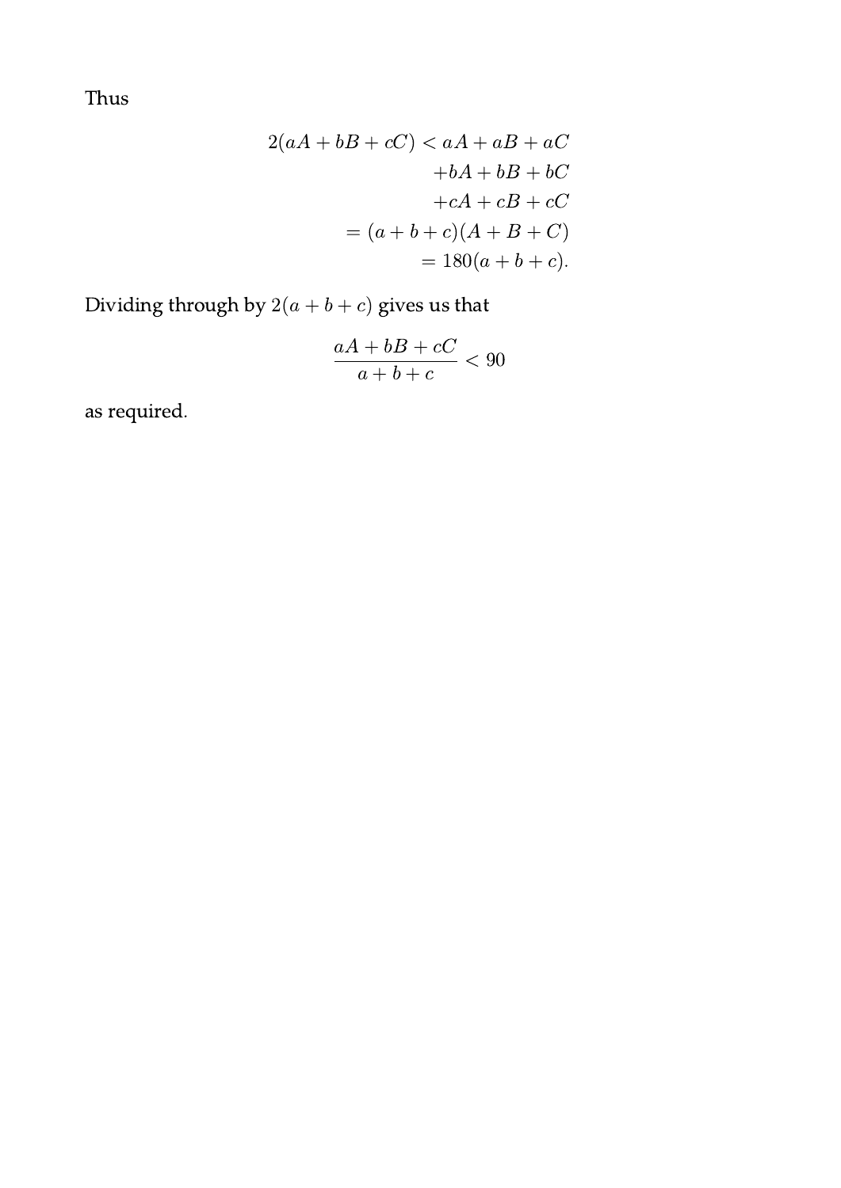Thus

$$
\begin{aligned}
2(aA + bB + cC) < aA + aB + aC \\
+bA + bB + bC \\
+cA + cB + cC \\
= (a + b + c)(A + B + C) \\
= 180(a + b + c).
\end{aligned}
$$

Dividing through by $2(a + b + c)$ gives us that

$$
\frac{aA + bB + cC}{a + b + c} < 90
$$

as required.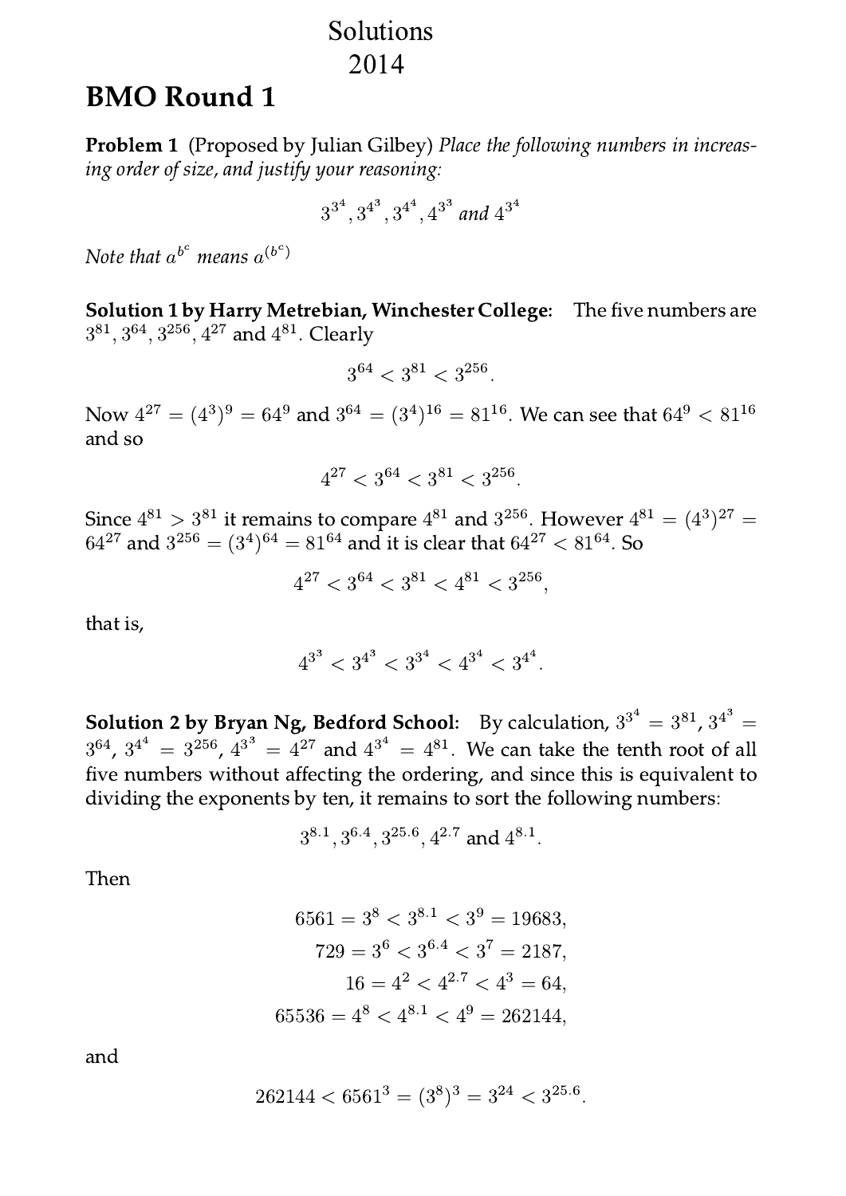# Solutions 2014

## BMO Round 1

**Problem 1** (Proposed by Julian Gilbey) *Place the following numbers in increasing order of size, and justify your reasoning:*

$$3^{3^4}, 3^{4^3}, 3^{4^4}, 4^{3^3} \text{ and } 4^{3^4}$$

*Note that $a^{b^c}$ means $a^{(b^c)}$*

**Solution 1 by Harry Metrebian, Winchester College:** The five numbers are $3^{81}$, $3^{64}$, $3^{256}$, $4^{27}$ and $4^{81}$. Clearly

$$3^{64} < 3^{81} < 3^{256}.$$

Now $4^{27} = (4^3)^9 = 64^9$ and $3^{64} = (3^4)^{16} = 81^{16}$. We can see that $64^9 < 81^{16}$ and so

$$4^{27} < 3^{64} < 3^{81} < 3^{256}.$$

Since $4^{81} > 3^{81}$ it remains to compare $4^{81}$ and $3^{256}$. However $4^{81} = (4^3)^{27} = 64^{27}$ and $3^{256} = (3^4)^{64} = 81^{64}$ and it is clear that $64^{27} < 81^{64}$. So

$$4^{27} < 3^{64} < 3^{81} < 4^{81} < 3^{256},$$

that is,

$$4^{3^3} < 3^{4^3} < 3^{3^4} < 4^{3^4} < 3^{4^4}.$$

**Solution 2 by Bryan Ng, Bedford School:** By calculation, $3^{3^4} = 3^{81}$, $3^{4^3} = 3^{64}$, $3^{4^4} = 3^{256}$, $4^{3^3} = 4^{27}$ and $4^{3^4} = 4^{81}$. We can take the tenth root of all five numbers without affecting the ordering, and since this is equivalent to dividing the exponents by ten, it remains to sort the following numbers:

$$3^{8.1}, 3^{6.4}, 3^{25.6}, 4^{2.7} \text{ and } 4^{8.1}.$$

Then

$$\begin{aligned}
6561 = 3^8 < 3^{8.1} < 3^9 &= 19683, \\
729 = 3^6 < 3^{6.4} < 3^7 &= 2187, \\
16 = 4^2 < 4^{2.7} < 4^3 &= 64, \\
65536 = 4^8 < 4^{8.1} < 4^9 &= 262144,
\end{aligned}$$

and

$$262144 < 6561^3 = (3^8)^3 = 3^{24} < 3^{25.6}.$$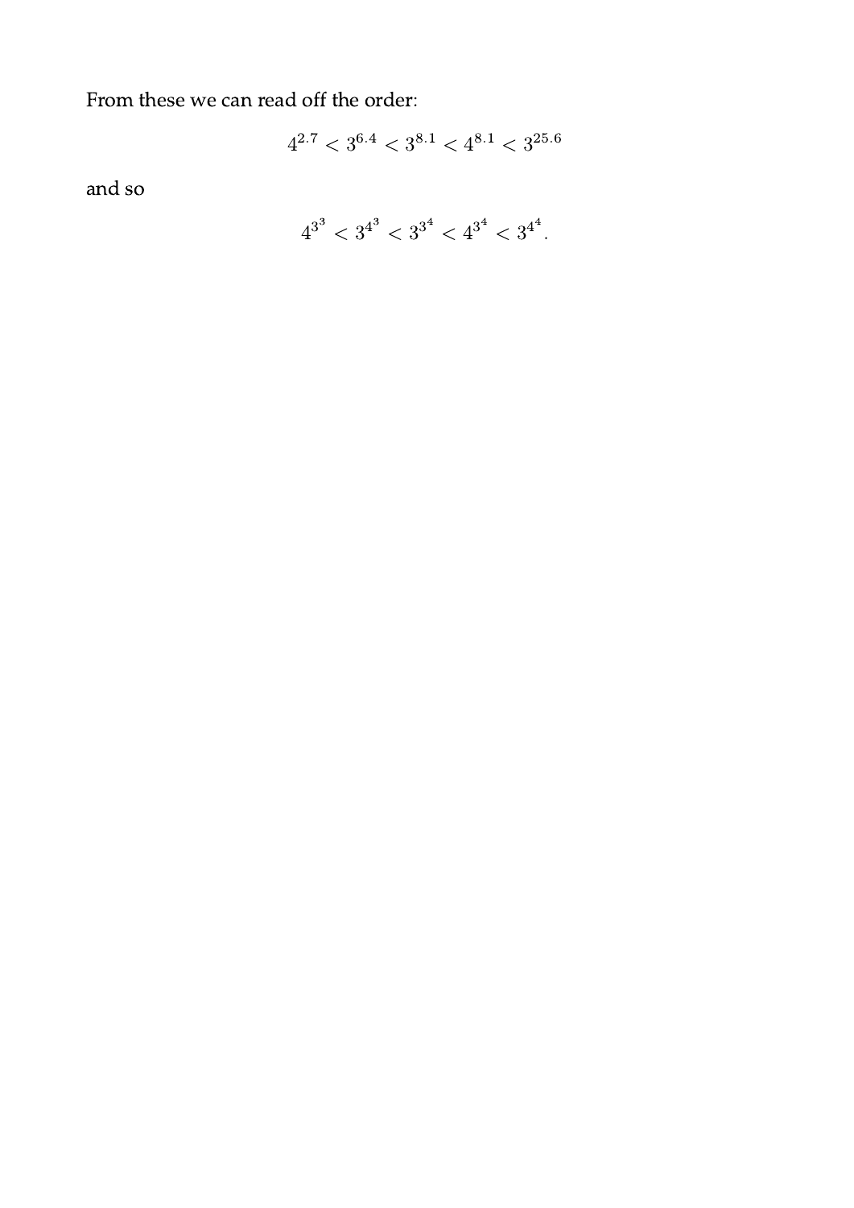From these we can read off the order:

$$4^{2.7} < 3^{6.4} < 3^{8.1} < 4^{8.1} < 3^{25.6}$$

and so

$$4^{3^3} < 3^{4^3} < 3^{3^4} < 4^{3^4} < 3^{4^4}.$$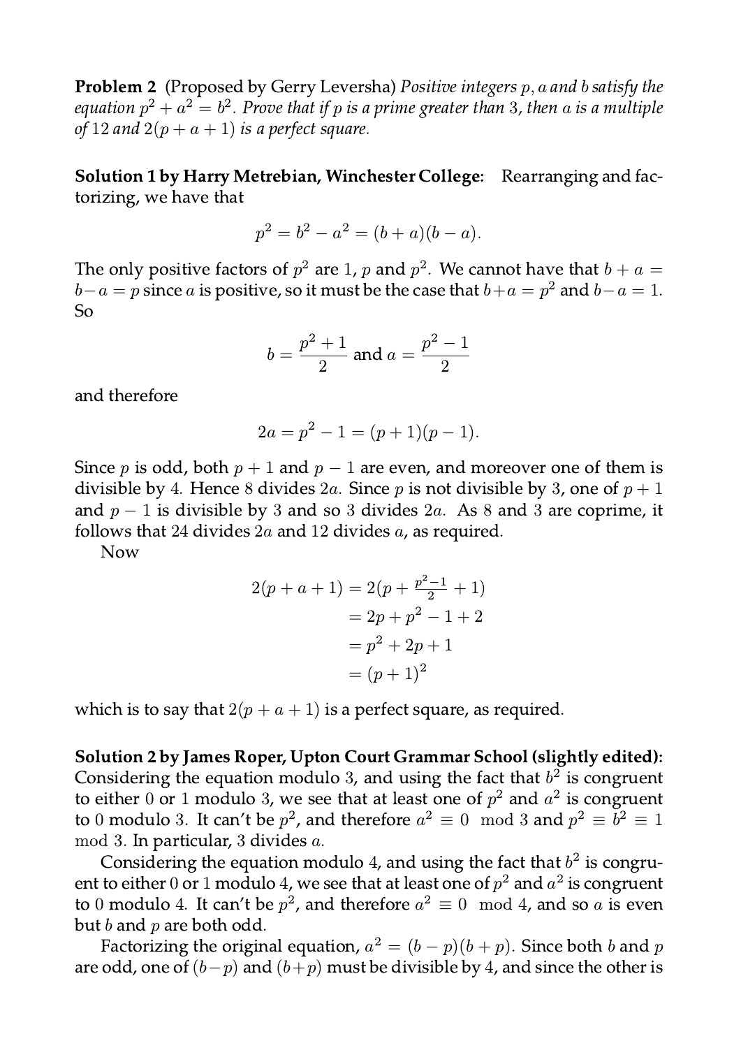**Problem 2** (Proposed by Gerry Leversha) *Positive integers $p$, $a$ and $b$ satisfy the equation $p^2 + a^2 = b^2$. Prove that if $p$ is a prime greater than 3, then $a$ is a multiple of 12 and $2(p + a + 1)$ is a perfect square.*

**Solution 1 by Harry Metrebian, Winchester College:** Rearranging and factorizing, we have that

$$p^2 = b^2 - a^2 = (b + a)(b - a).$$

The only positive factors of $p^2$ are 1, $p$ and $p^2$. We cannot have that $b + a = b - a = p$ since $a$ is positive, so it must be the case that $b + a = p^2$ and $b - a = 1$. So

$$b = \frac{p^2 + 1}{2} \text{ and } a = \frac{p^2 - 1}{2}$$

and therefore

$$2a = p^2 - 1 = (p + 1)(p - 1).$$

Since $p$ is odd, both $p + 1$ and $p - 1$ are even, and moreover one of them is divisible by 4. Hence 8 divides $2a$. Since $p$ is not divisible by 3, one of $p + 1$ and $p - 1$ is divisible by 3 and so 3 divides $2a$. As 8 and 3 are coprime, it follows that 24 divides $2a$ and 12 divides $a$, as required.

Now

$$\begin{aligned} 2(p + a + 1) &= 2(p + \tfrac{p^2-1}{2} + 1) \\ &= 2p + p^2 - 1 + 2 \\ &= p^2 + 2p + 1 \\ &= (p + 1)^2 \end{aligned}$$

which is to say that $2(p + a + 1)$ is a perfect square, as required.

**Solution 2 by James Roper, Upton Court Grammar School (slightly edited):** Considering the equation modulo 3, and using the fact that $b^2$ is congruent to either 0 or 1 modulo 3, we see that at least one of $p^2$ and $a^2$ is congruent to 0 modulo 3. It can't be $p^2$, and therefore $a^2 \equiv 0 \mod 3$ and $p^2 \equiv b^2 \equiv 1 \mod 3$. In particular, 3 divides $a$.

Considering the equation modulo 4, and using the fact that $b^2$ is congruent to either 0 or 1 modulo 4, we see that at least one of $p^2$ and $a^2$ is congruent to 0 modulo 4. It can't be $p^2$, and therefore $a^2 \equiv 0 \mod 4$, and so $a$ is even but $b$ and $p$ are both odd.

Factorizing the original equation, $a^2 = (b - p)(b + p)$. Since both $b$ and $p$ are odd, one of $(b - p)$ and $(b + p)$ must be divisible by 4, and since the other is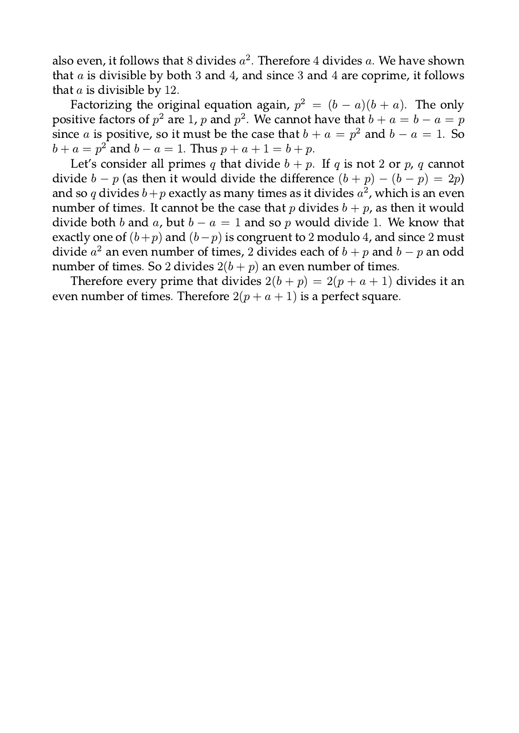also even, it follows that $8$ divides $a^2$. Therefore $4$ divides $a$. We have shown that $a$ is divisible by both $3$ and $4$, and since $3$ and $4$ are coprime, it follows that $a$ is divisible by $12$.

Factorizing the original equation again, $p^2 = (b-a)(b+a)$. The only positive factors of $p^2$ are $1$, $p$ and $p^2$. We cannot have that $b+a = b-a = p$ since $a$ is positive, so it must be the case that $b+a = p^2$ and $b-a = 1$. So $b+a = p^2$ and $b-a = 1$. Thus $p+a+1 = b+p$.

Let's consider all primes $q$ that divide $b+p$. If $q$ is not $2$ or $p$, $q$ cannot divide $b-p$ (as then it would divide the difference $(b+p)-(b-p) = 2p$) and so $q$ divides $b+p$ exactly as many times as it divides $a^2$, which is an even number of times. It cannot be the case that $p$ divides $b+p$, as then it would divide both $b$ and $a$, but $b-a = 1$ and so $p$ would divide $1$. We know that exactly one of $(b+p)$ and $(b-p)$ is congruent to $2$ modulo $4$, and since $2$ must divide $a^2$ an even number of times, $2$ divides each of $b+p$ and $b-p$ an odd number of times. So $2$ divides $2(b+p)$ an even number of times.

Therefore every prime that divides $2(b+p) = 2(p+a+1)$ divides it an even number of times. Therefore $2(p+a+1)$ is a perfect square.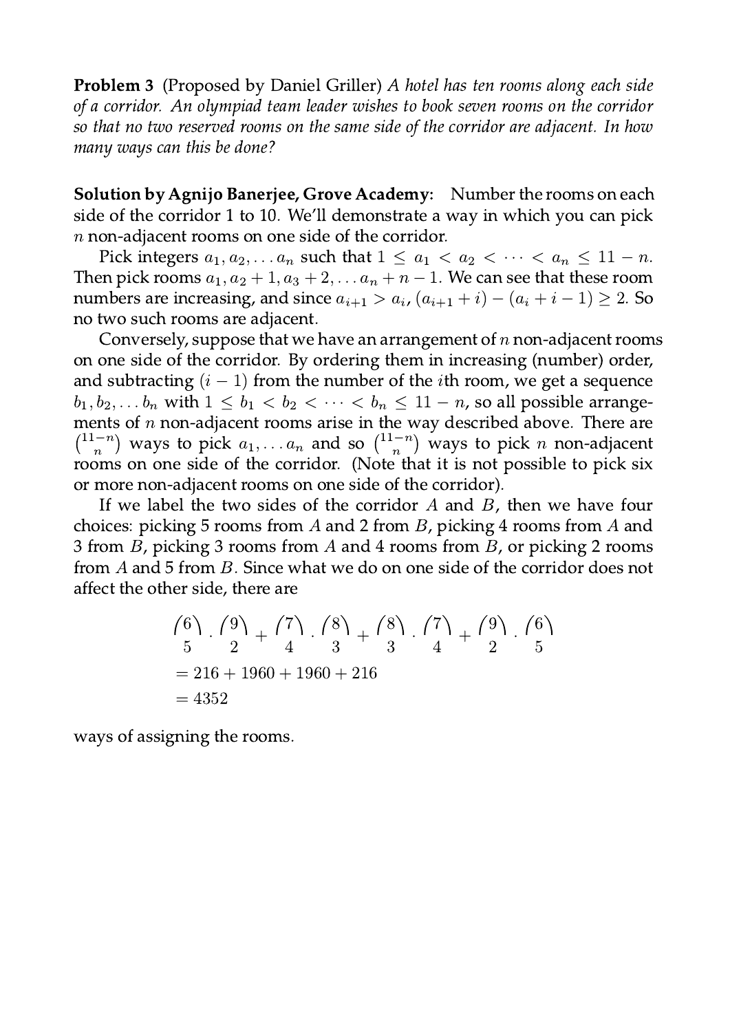**Problem 3** (Proposed by Daniel Griller) *A hotel has ten rooms along each side of a corridor. An olympiad team leader wishes to book seven rooms on the corridor so that no two reserved rooms on the same side of the corridor are adjacent. In how many ways can this be done?*

**Solution by Agnijo Banerjee, Grove Academy:** Number the rooms on each side of the corridor 1 to 10. We'll demonstrate a way in which you can pick $n$ non-adjacent rooms on one side of the corridor.

Pick integers $a_1, a_2, \ldots a_n$ such that $1 \leq a_1 < a_2 < \cdots < a_n \leq 11 - n$. Then pick rooms $a_1, a_2 + 1, a_3 + 2, \ldots a_n + n - 1$. We can see that these room numbers are increasing, and since $a_{i+1} > a_i$, $(a_{i+1} + i) - (a_i + i - 1) \geq 2$. So no two such rooms are adjacent.

Conversely, suppose that we have an arrangement of $n$ non-adjacent rooms on one side of the corridor. By ordering them in increasing (number) order, and subtracting $(i-1)$ from the number of the $i$th room, we get a sequence $b_1, b_2, \ldots b_n$ with $1 \leq b_1 < b_2 < \cdots < b_n \leq 11 - n$, so all possible arrangements of $n$ non-adjacent rooms arise in the way described above. There are $\binom{11-n}{n}$ ways to pick $a_1, \ldots a_n$ and so $\binom{11-n}{n}$ ways to pick $n$ non-adjacent rooms on one side of the corridor. (Note that it is not possible to pick six or more non-adjacent rooms on one side of the corridor).

If we label the two sides of the corridor $A$ and $B$, then we have four choices: picking 5 rooms from $A$ and 2 from $B$, picking 4 rooms from $A$ and 3 from $B$, picking 3 rooms from $A$ and 4 rooms from $B$, or picking 2 rooms from $A$ and 5 from $B$. Since what we do on one side of the corridor does not affect the other side, there are

$$
\begin{aligned}
&\binom{6}{5} \cdot \binom{9}{2} + \binom{7}{4} \cdot \binom{8}{3} + \binom{8}{3} \cdot \binom{7}{4} + \binom{9}{2} \cdot \binom{6}{5} \\
&= 216 + 1960 + 1960 + 216 \\
&= 4352
\end{aligned}
$$

ways of assigning the rooms.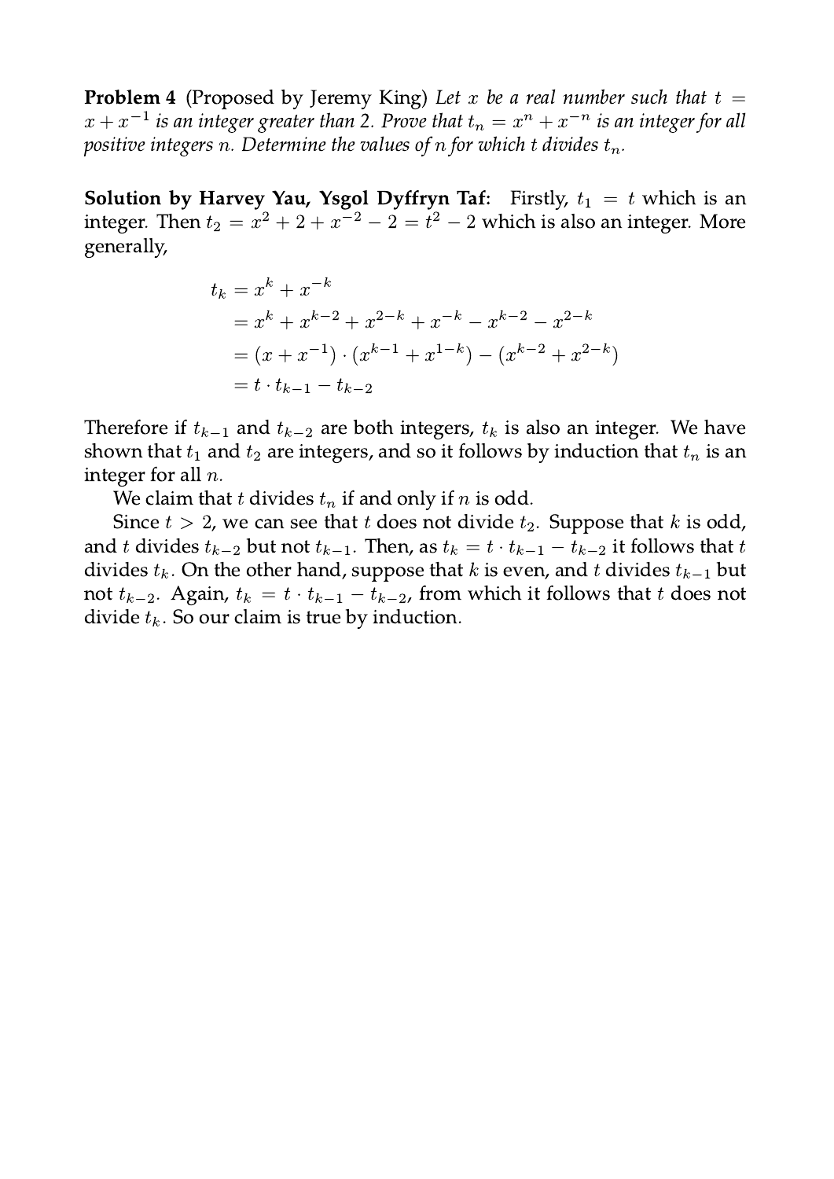**Problem 4** (Proposed by Jeremy King) *Let $x$ be a real number such that $t = x + x^{-1}$ is an integer greater than 2. Prove that $t_n = x^n + x^{-n}$ is an integer for all positive integers $n$. Determine the values of $n$ for which $t$ divides $t_n$.*

**Solution by Harvey Yau, Ysgol Dyffryn Taf:** Firstly, $t_1 = t$ which is an integer. Then $t_2 = x^2 + 2 + x^{-2} - 2 = t^2 - 2$ which is also an integer. More generally,

$$\begin{aligned}
t_k &= x^k + x^{-k} \\
&= x^k + x^{k-2} + x^{2-k} + x^{-k} - x^{k-2} - x^{2-k} \\
&= (x + x^{-1}) \cdot (x^{k-1} + x^{1-k}) - (x^{k-2} + x^{2-k}) \\
&= t \cdot t_{k-1} - t_{k-2}
\end{aligned}$$

Therefore if $t_{k-1}$ and $t_{k-2}$ are both integers, $t_k$ is also an integer. We have shown that $t_1$ and $t_2$ are integers, and so it follows by induction that $t_n$ is an integer for all $n$.

We claim that $t$ divides $t_n$ if and only if $n$ is odd.

Since $t > 2$, we can see that $t$ does not divide $t_2$. Suppose that $k$ is odd, and $t$ divides $t_{k-2}$ but not $t_{k-1}$. Then, as $t_k = t \cdot t_{k-1} - t_{k-2}$ it follows that $t$ divides $t_k$. On the other hand, suppose that $k$ is even, and $t$ divides $t_{k-1}$ but not $t_{k-2}$. Again, $t_k = t \cdot t_{k-1} - t_{k-2}$, from which it follows that $t$ does not divide $t_k$. So our claim is true by induction.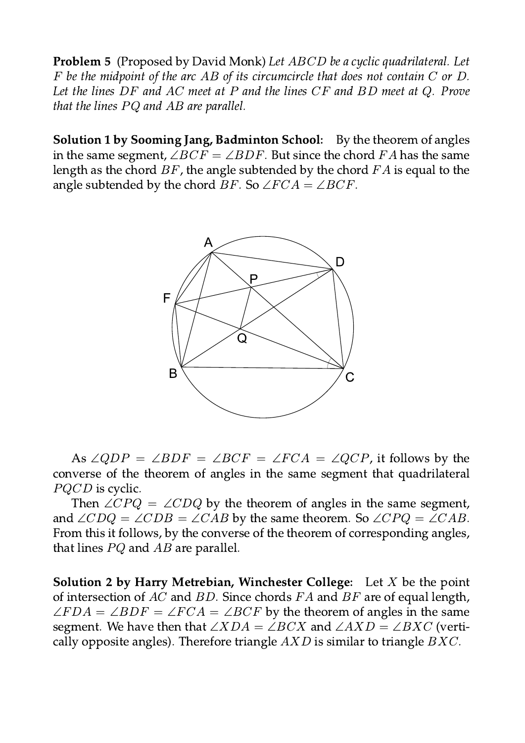**Problem 5** (Proposed by David Monk) *Let $ABCD$ be a cyclic quadrilateral. Let $F$ be the midpoint of the arc $AB$ of its circumcircle that does not contain $C$ or $D$. Let the lines $DF$ and $AC$ meet at $P$ and the lines $CF$ and $BD$ meet at $Q$. Prove that the lines $PQ$ and $AB$ are parallel.*

**Solution 1 by Sooming Jang, Badminton School:** By the theorem of angles in the same segment, $\angle BCF = \angle BDF$. But since the chord $FA$ has the same length as the chord $BF$, the angle subtended by the chord $FA$ is equal to the angle subtended by the chord $BF$. So $\angle FCA = \angle BCF$.

As $\angle QDP = \angle BDF = \angle BCF = \angle FCA = \angle QCP$, it follows by the converse of the theorem of angles in the same segment that quadrilateral $PQCD$ is cyclic.

Then $\angle CPQ = \angle CDQ$ by the theorem of angles in the same segment, and $\angle CDQ = \angle CDB = \angle CAB$ by the same theorem. So $\angle CPQ = \angle CAB$. From this it follows, by the converse of the theorem of corresponding angles, that lines $PQ$ and $AB$ are parallel.

**Solution 2 by Harry Metrebian, Winchester College:** Let $X$ be the point of intersection of $AC$ and $BD$. Since chords $FA$ and $BF$ are of equal length, $\angle FDA = \angle BDF = \angle FCA = \angle BCF$ by the theorem of angles in the same segment. We have then that $\angle XDA = \angle BCX$ and $\angle AXD = \angle BXC$ (vertically opposite angles). Therefore triangle $AXD$ is similar to triangle $BXC$.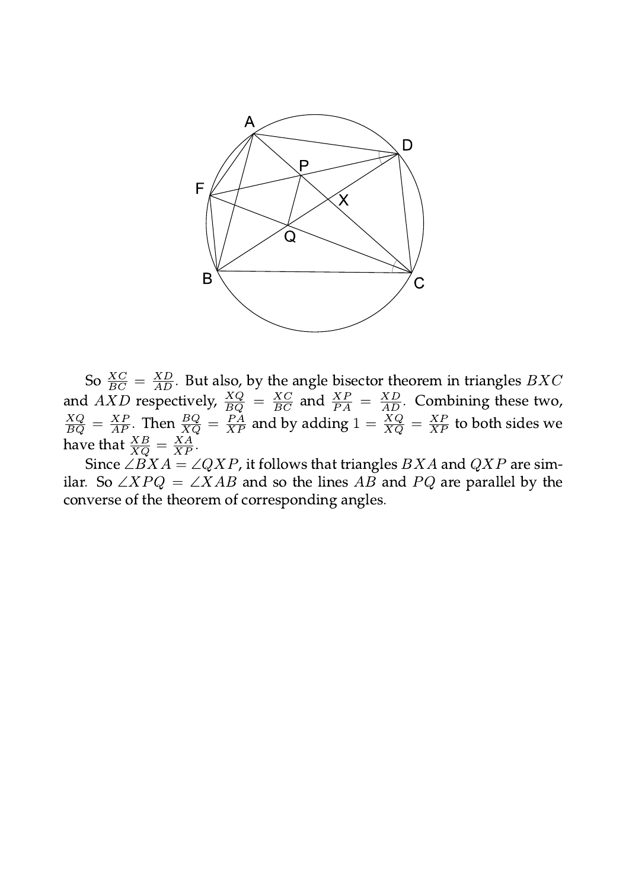So $\frac{XC}{BC} = \frac{XD}{AD}$. But also, by the angle bisector theorem in triangles $BXC$ and $AXD$ respectively, $\frac{XQ}{BQ} = \frac{XC}{BC}$ and $\frac{XP}{PA} = \frac{XD}{AD}$. Combining these two, $\frac{XQ}{BQ} = \frac{XP}{AP}$. Then $\frac{BQ}{XQ} = \frac{PA}{XP}$ and by adding $1 = \frac{XQ}{XQ} = \frac{XP}{XP}$ to both sides we have that $\frac{XB}{XQ} = \frac{XA}{XP}$.

Since $\angle BXA = \angle QXP$, it follows that triangles $BXA$ and $QXP$ are similar. So $\angle XPQ = \angle XAB$ and so the lines $AB$ and $PQ$ are parallel by the converse of the theorem of corresponding angles.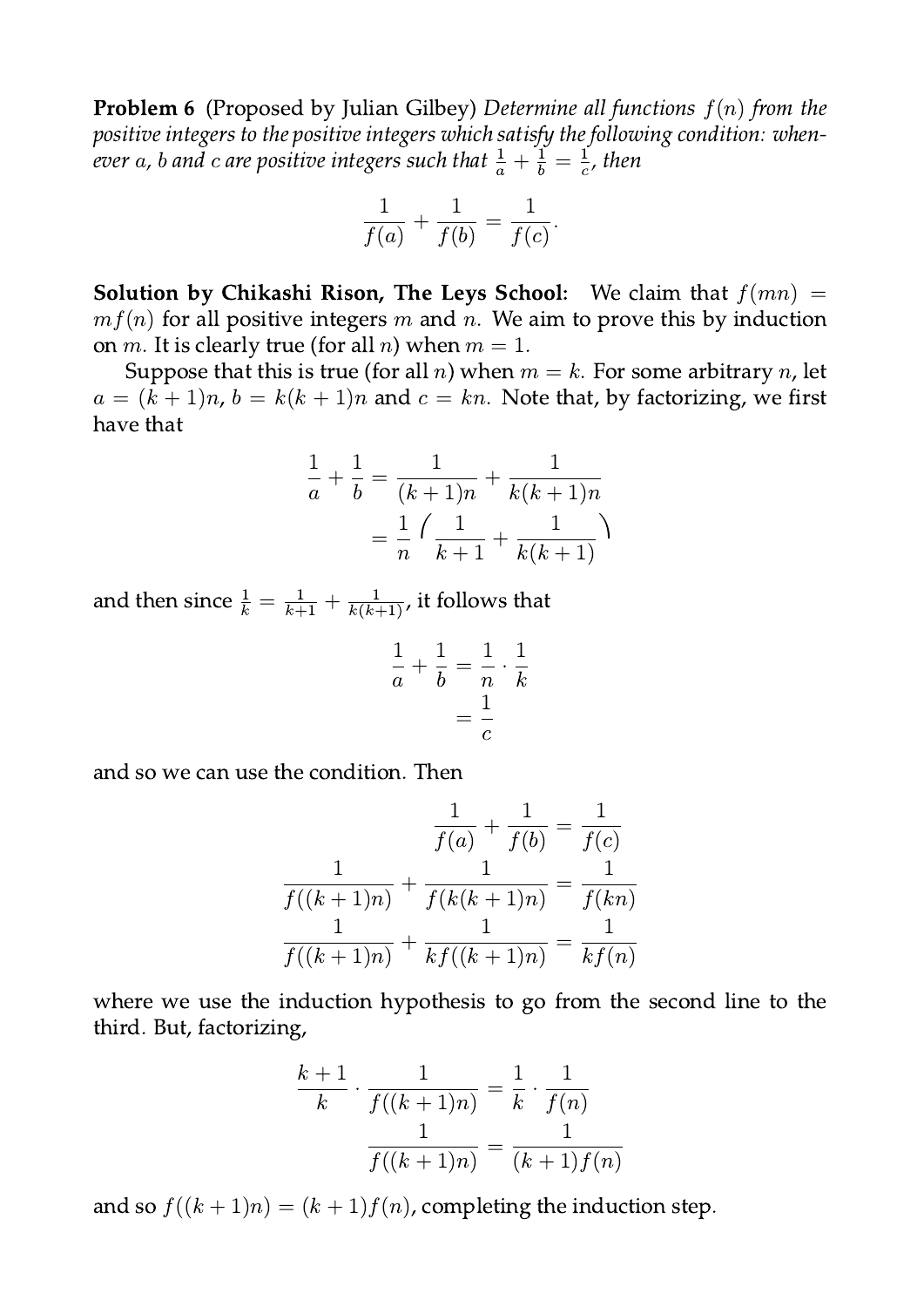**Problem 6** (Proposed by Julian Gilbey) *Determine all functions $f(n)$ from the positive integers to the positive integers which satisfy the following condition: whenever $a$, $b$ and $c$ are positive integers such that $\frac{1}{a} + \frac{1}{b} = \frac{1}{c}$, then*

$$\frac{1}{f(a)} + \frac{1}{f(b)} = \frac{1}{f(c)}.$$

**Solution by Chikashi Rison, The Leys School:** We claim that $f(mn) = mf(n)$ for all positive integers $m$ and $n$. We aim to prove this by induction on $m$. It is clearly true (for all $n$) when $m = 1$.

Suppose that this is true (for all $n$) when $m = k$. For some arbitrary $n$, let $a = (k+1)n$, $b = k(k+1)n$ and $c = kn$. Note that, by factorizing, we first have that

$$\begin{aligned}\frac{1}{a} + \frac{1}{b} &= \frac{1}{(k+1)n} + \frac{1}{k(k+1)n} \\ &= \frac{1}{n}\left(\frac{1}{k+1} + \frac{1}{k(k+1)}\right)\end{aligned}$$

and then since $\frac{1}{k} = \frac{1}{k+1} + \frac{1}{k(k+1)}$, it follows that

$$\begin{aligned}\frac{1}{a} + \frac{1}{b} &= \frac{1}{n} \cdot \frac{1}{k} \\ &= \frac{1}{c}\end{aligned}$$

and so we can use the condition. Then

$$\begin{aligned}\frac{1}{f(a)} + \frac{1}{f(b)} &= \frac{1}{f(c)} \\ \frac{1}{f((k+1)n)} + \frac{1}{f(k(k+1)n)} &= \frac{1}{f(kn)} \\ \frac{1}{f((k+1)n)} + \frac{1}{kf((k+1)n)} &= \frac{1}{kf(n)}\end{aligned}$$

where we use the induction hypothesis to go from the second line to the third. But, factorizing,

$$\begin{aligned}\frac{k+1}{k} \cdot \frac{1}{f((k+1)n)} &= \frac{1}{k} \cdot \frac{1}{f(n)} \\ \frac{1}{f((k+1)n)} &= \frac{1}{(k+1)f(n)}\end{aligned}$$

and so $f((k+1)n) = (k+1)f(n)$, completing the induction step.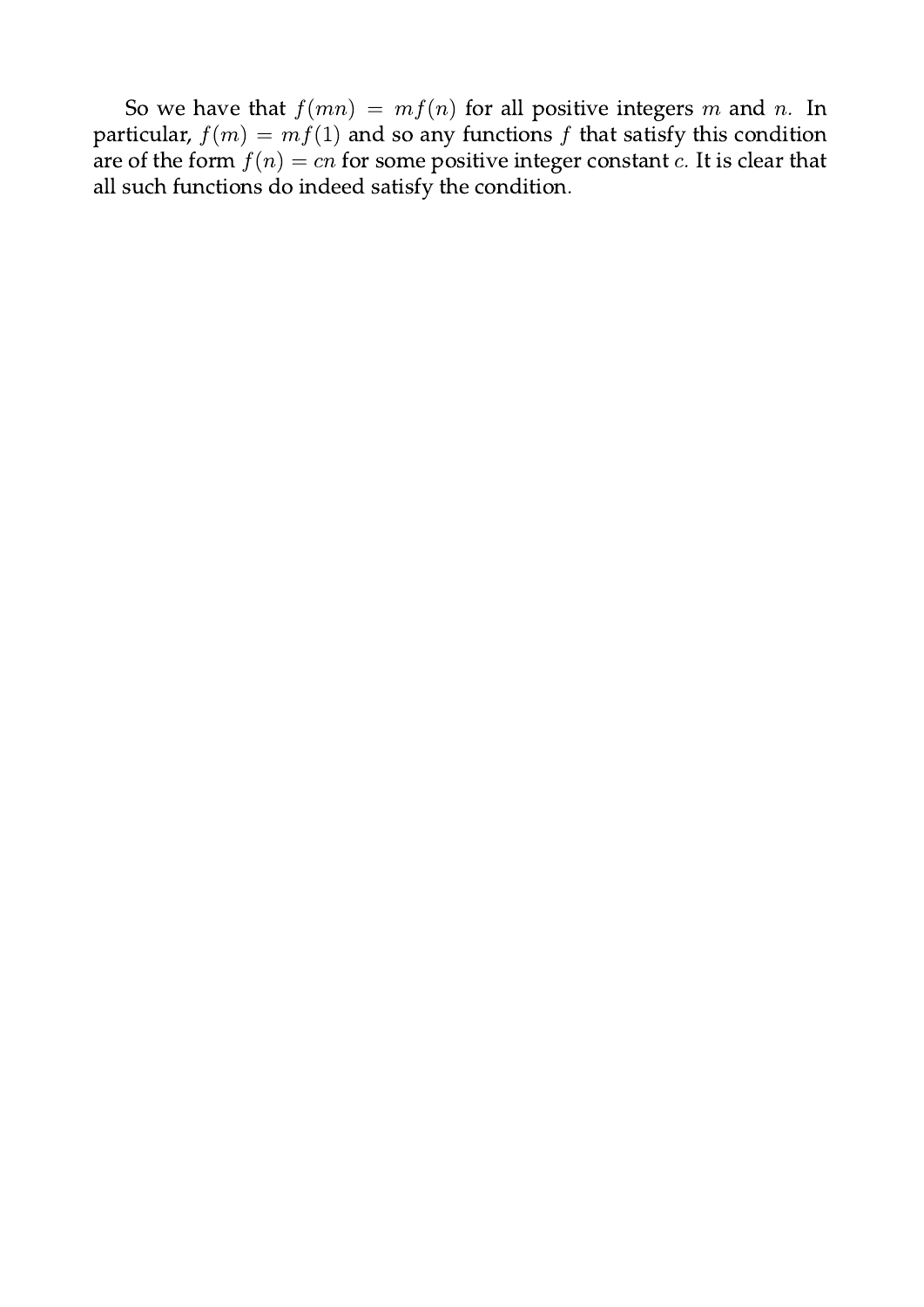So we have that $f(mn) = mf(n)$ for all positive integers $m$ and $n$. In particular, $f(m) = mf(1)$ and so any functions $f$ that satisfy this condition are of the form $f(n) = cn$ for some positive integer constant $c$. It is clear that all such functions do indeed satisfy the condition.